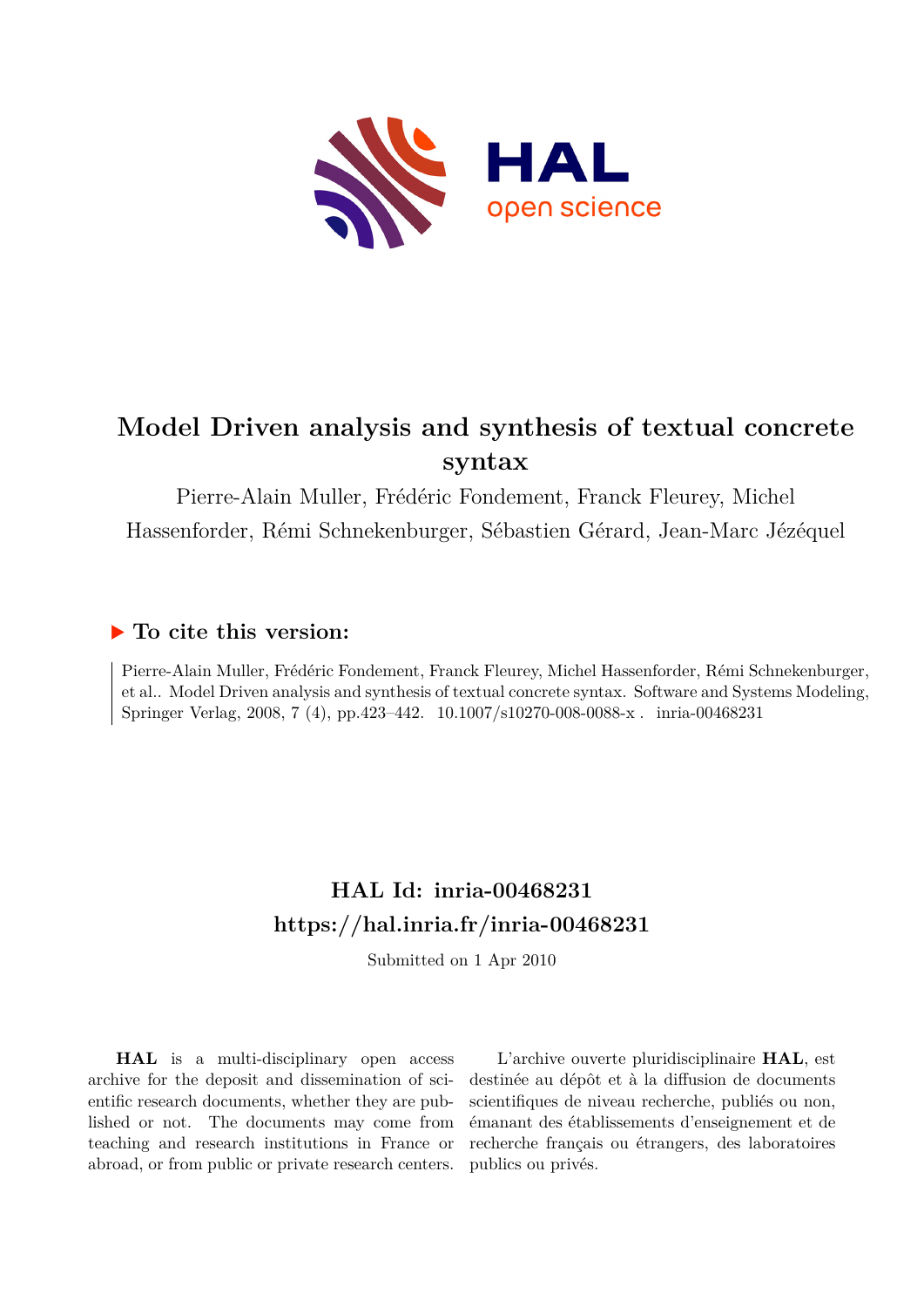# Model Driven analysis and synthesis of textual concrete syntax

Pierre-Alain Muller, Frédéric Fondement, Franck Fleurey, Michel Hassenforder, Rémi Schnekenburger, Sébastien Gérard, Jean-Marc Jézéquel

## ▶ To cite this version:

Pierre-Alain Muller, Frédéric Fondement, Franck Fleurey, Michel Hassenforder, Rémi Schnekenburger, et al.. Model Driven analysis and synthesis of textual concrete syntax. Software and Systems Modeling, Springer Verlag, 2008, 7 (4), pp.423–442. 10.1007/s10270-008-0088-x . inria-00468231

## HAL Id: inria-00468231

## https://hal.inria.fr/inria-00468231

Submitted on 1 Apr 2010

**HAL** is a multi-disciplinary open access archive for the deposit and dissemination of scientific research documents, whether they are published or not. The documents may come from teaching and research institutions in France or abroad, or from public or private research centers.

L'archive ouverte pluridisciplinaire **HAL**, est destinée au dépôt et à la diffusion de documents scientifiques de niveau recherche, publiés ou non, émanant des établissements d'enseignement et de recherche français ou étrangers, des laboratoires publics ou privés.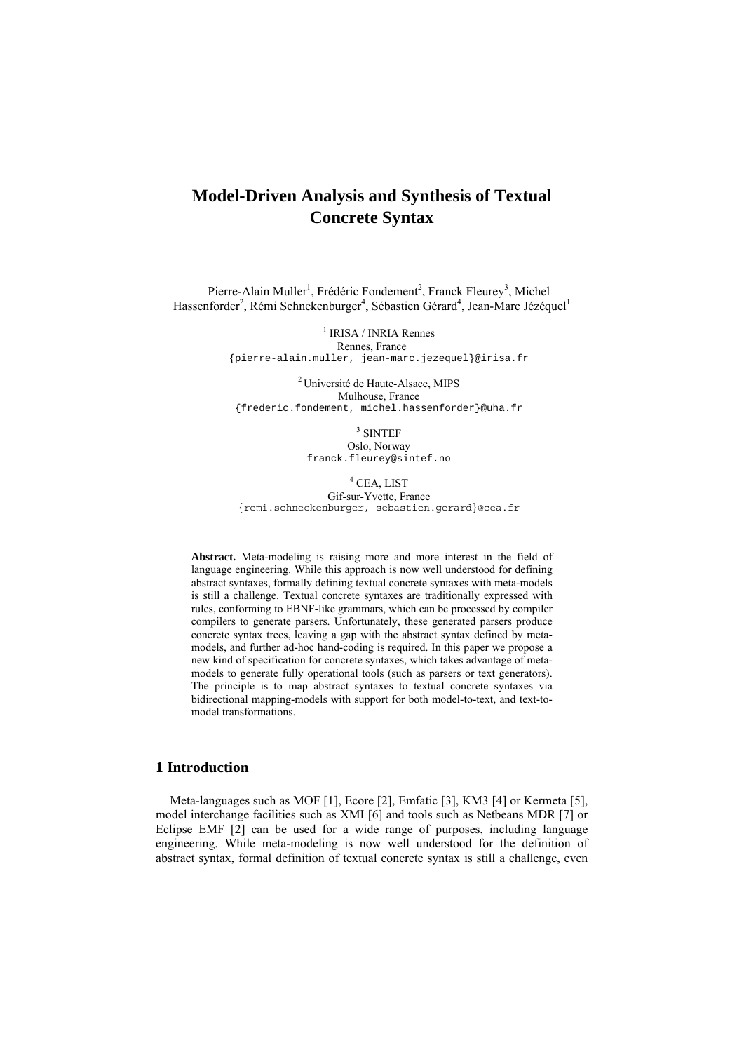# Model-Driven Analysis and Synthesis of Textual Concrete Syntax

Pierre-Alain Muller[1], Frédéric Fondement[2], Franck Fleurey[3], Michel Hassenforder[2], Rémi Schnekenburger[4], Sébastien Gérard[4], Jean-Marc Jézéquel[1]

[1] IRISA / INRIA Rennes
Rennes, France
{pierre-alain.muller, jean-marc.jezequel}@irisa.fr

[2] Université de Haute-Alsace, MIPS
Mulhouse, France
{frederic.fondement, michel.hassenforder}@uha.fr

[3] SINTEF
Oslo, Norway
franck.fleurey@sintef.no

[4] CEA, LIST
Gif-sur-Yvette, France
{remi.schneckenburger, sebastien.gerard}@cea.fr

**Abstract.** Meta-modeling is raising more and more interest in the field of language engineering. While this approach is now well understood for defining abstract syntaxes, formally defining textual concrete syntaxes with meta-models is still a challenge. Textual concrete syntaxes are traditionally expressed with rules, conforming to EBNF-like grammars, which can be processed by compiler compilers to generate parsers. Unfortunately, these generated parsers produce concrete syntax trees, leaving a gap with the abstract syntax defined by meta-models, and further ad-hoc hand-coding is required. In this paper we propose a new kind of specification for concrete syntaxes, which takes advantage of meta-models to generate fully operational tools (such as parsers or text generators). The principle is to map abstract syntaxes to textual concrete syntaxes via bidirectional mapping-models with support for both model-to-text, and text-to-model transformations.

## 1 Introduction

Meta-languages such as MOF [1], Ecore [2], Emfatic [3], KM3 [4] or Kermeta [5], model interchange facilities such as XMI [6] and tools such as Netbeans MDR [7] or Eclipse EMF [2] can be used for a wide range of purposes, including language engineering. While meta-modeling is now well understood for the definition of abstract syntax, formal definition of textual concrete syntax is still a challenge, even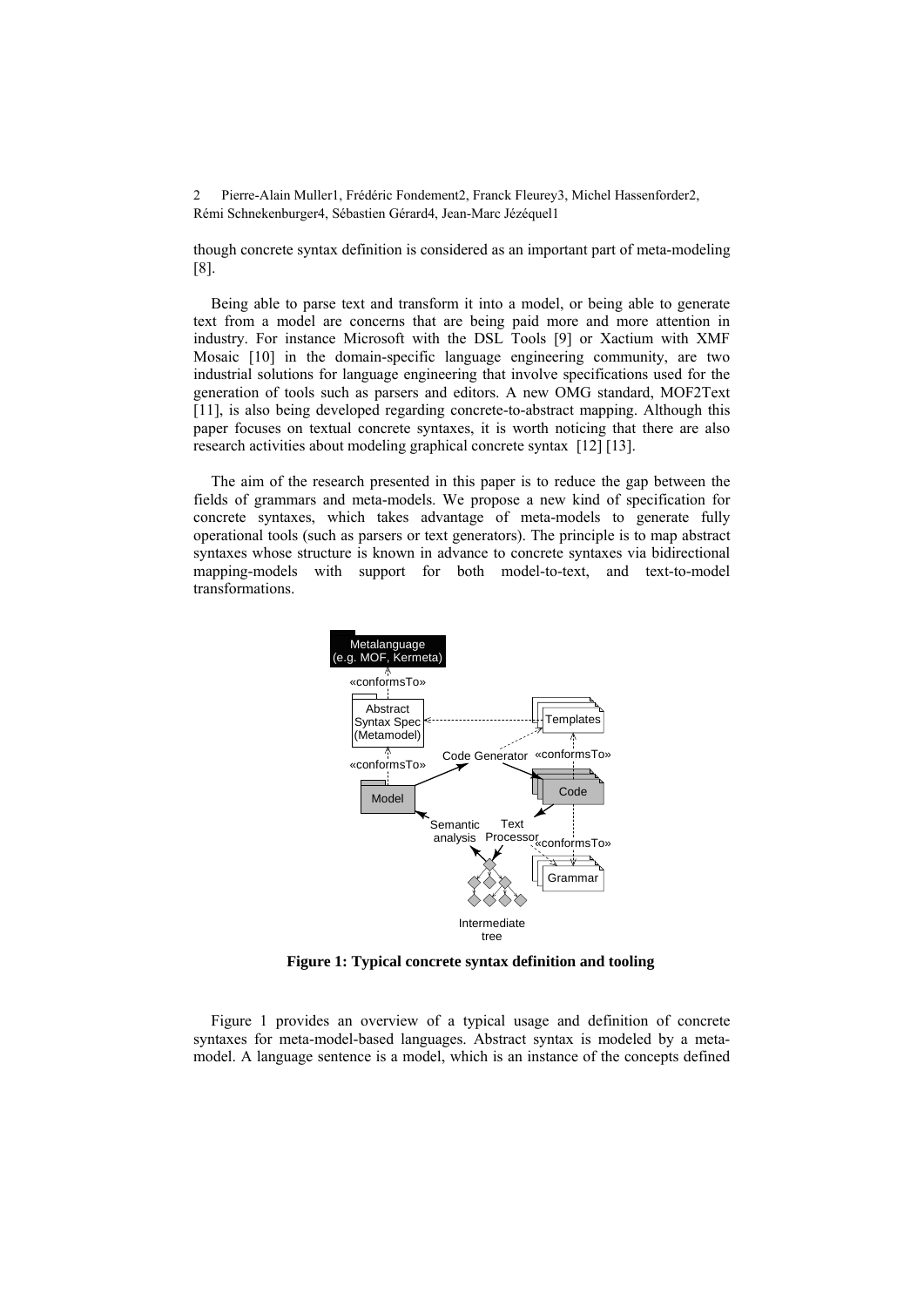though concrete syntax definition is considered as an important part of meta-modeling [8].

Being able to parse text and transform it into a model, or being able to generate text from a model are concerns that are being paid more and more attention in industry. For instance Microsoft with the DSL Tools [9] or Xactium with XMF Mosaic [10] in the domain-specific language engineering community, are two industrial solutions for language engineering that involve specifications used for the generation of tools such as parsers and editors. A new OMG standard, MOF2Text [11], is also being developed regarding concrete-to-abstract mapping. Although this paper focuses on textual concrete syntaxes, it is worth noticing that there are also research activities about modeling graphical concrete syntax [12] [13].

The aim of the research presented in this paper is to reduce the gap between the fields of grammars and meta-models. We propose a new kind of specification for concrete syntaxes, which takes advantage of meta-models to generate fully operational tools (such as parsers or text generators). The principle is to map abstract syntaxes whose structure is known in advance to concrete syntaxes via bidirectional mapping-models with support for both model-to-text, and text-to-model transformations.

**Figure 1: Typical concrete syntax definition and tooling**

Figure 1 provides an overview of a typical usage and definition of concrete syntaxes for meta-model-based languages. Abstract syntax is modeled by a meta-model. A language sentence is a model, which is an instance of the concepts defined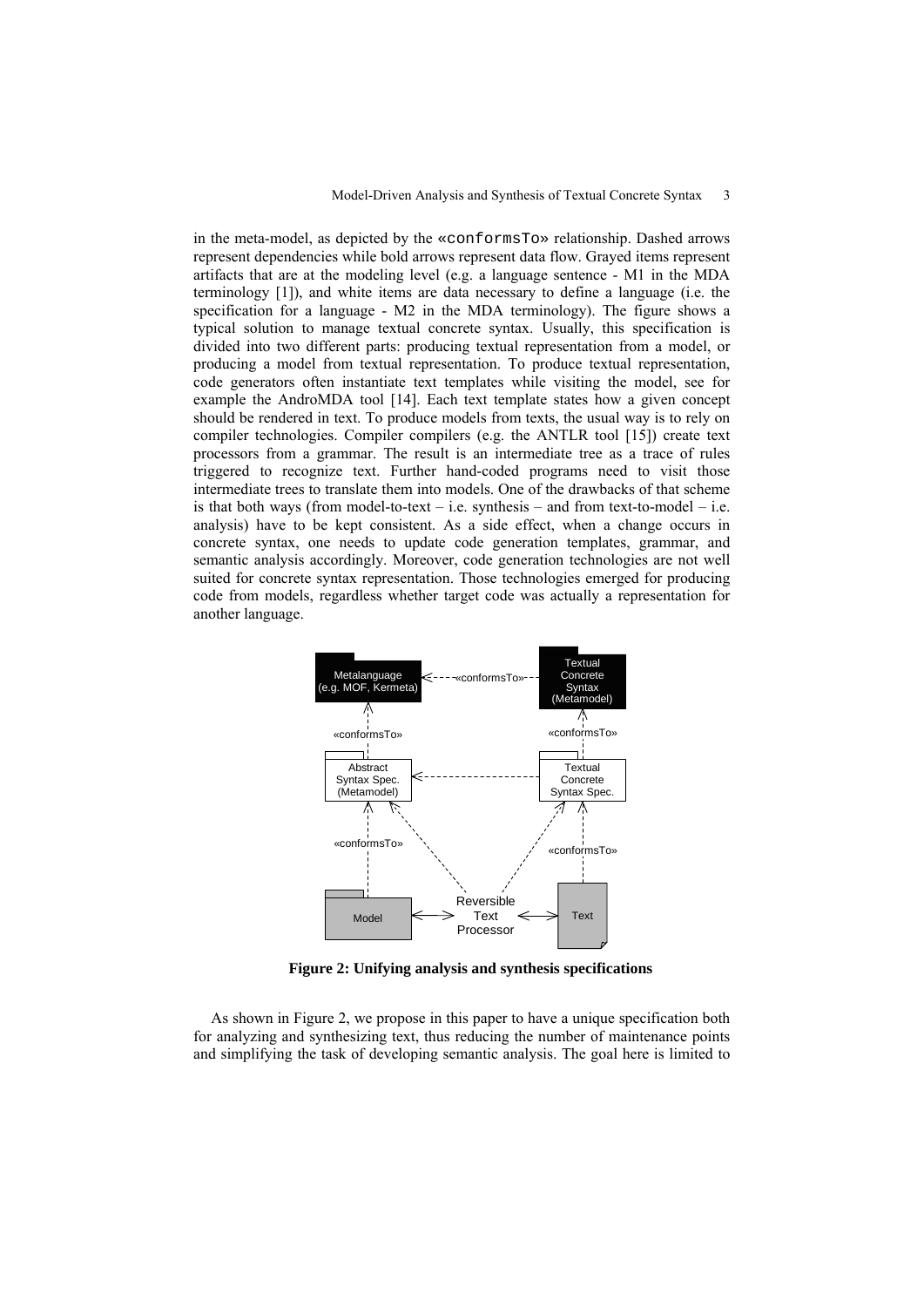in the meta-model, as depicted by the «conformsTo» relationship. Dashed arrows represent dependencies while bold arrows represent data flow. Grayed items represent artifacts that are at the modeling level (e.g. a language sentence - M1 in the MDA terminology [1]), and white items are data necessary to define a language (i.e. the specification for a language - M2 in the MDA terminology). The figure shows a typical solution to manage textual concrete syntax. Usually, this specification is divided into two different parts: producing textual representation from a model, or producing a model from textual representation. To produce textual representation, code generators often instantiate text templates while visiting the model, see for example the AndroMDA tool [14]. Each text template states how a given concept should be rendered in text. To produce models from texts, the usual way is to rely on compiler technologies. Compiler compilers (e.g. the ANTLR tool [15]) create text processors from a grammar. The result is an intermediate tree as a trace of rules triggered to recognize text. Further hand-coded programs need to visit those intermediate trees to translate them into models. One of the drawbacks of that scheme is that both ways (from model-to-text – i.e. synthesis – and from text-to-model – i.e. analysis) have to be kept consistent. As a side effect, when a change occurs in concrete syntax, one needs to update code generation templates, grammar, and semantic analysis accordingly. Moreover, code generation technologies are not well suited for concrete syntax representation. Those technologies emerged for producing code from models, regardless whether target code was actually a representation for another language.

**Figure 2: Unifying analysis and synthesis specifications**

As shown in Figure 2, we propose in this paper to have a unique specification both for analyzing and synthesizing text, thus reducing the number of maintenance points and simplifying the task of developing semantic analysis. The goal here is limited to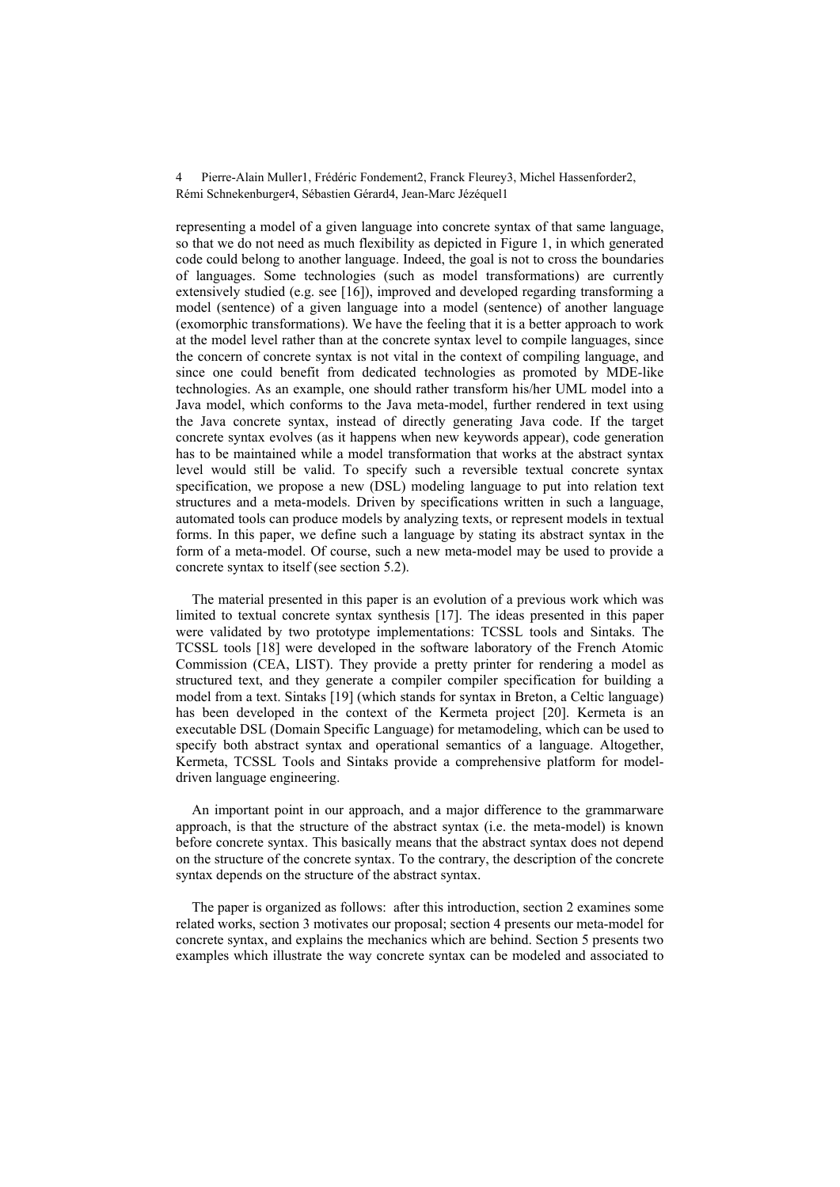representing a model of a given language into concrete syntax of that same language, so that we do not need as much flexibility as depicted in Figure 1, in which generated code could belong to another language. Indeed, the goal is not to cross the boundaries of languages. Some technologies (such as model transformations) are currently extensively studied (e.g. see [16]), improved and developed regarding transforming a model (sentence) of a given language into a model (sentence) of another language (exomorphic transformations). We have the feeling that it is a better approach to work at the model level rather than at the concrete syntax level to compile languages, since the concern of concrete syntax is not vital in the context of compiling language, and since one could benefit from dedicated technologies as promoted by MDE-like technologies. As an example, one should rather transform his/her UML model into a Java model, which conforms to the Java meta-model, further rendered in text using the Java concrete syntax, instead of directly generating Java code. If the target concrete syntax evolves (as it happens when new keywords appear), code generation has to be maintained while a model transformation that works at the abstract syntax level would still be valid. To specify such a reversible textual concrete syntax specification, we propose a new (DSL) modeling language to put into relation text structures and a meta-models. Driven by specifications written in such a language, automated tools can produce models by analyzing texts, or represent models in textual forms. In this paper, we define such a language by stating its abstract syntax in the form of a meta-model. Of course, such a new meta-model may be used to provide a concrete syntax to itself (see section 5.2).

The material presented in this paper is an evolution of a previous work which was limited to textual concrete syntax synthesis [17]. The ideas presented in this paper were validated by two prototype implementations: TCSSL tools and Sintaks. The TCSSL tools [18] were developed in the software laboratory of the French Atomic Commission (CEA, LIST). They provide a pretty printer for rendering a model as structured text, and they generate a compiler compiler specification for building a model from a text. Sintaks [19] (which stands for syntax in Breton, a Celtic language) has been developed in the context of the Kermeta project [20]. Kermeta is an executable DSL (Domain Specific Language) for metamodeling, which can be used to specify both abstract syntax and operational semantics of a language. Altogether, Kermeta, TCSSL Tools and Sintaks provide a comprehensive platform for model-driven language engineering.

An important point in our approach, and a major difference to the grammarware approach, is that the structure of the abstract syntax (i.e. the meta-model) is known before concrete syntax. This basically means that the abstract syntax does not depend on the structure of the concrete syntax. To the contrary, the description of the concrete syntax depends on the structure of the abstract syntax.

The paper is organized as follows: after this introduction, section 2 examines some related works, section 3 motivates our proposal; section 4 presents our meta-model for concrete syntax, and explains the mechanics which are behind. Section 5 presents two examples which illustrate the way concrete syntax can be modeled and associated to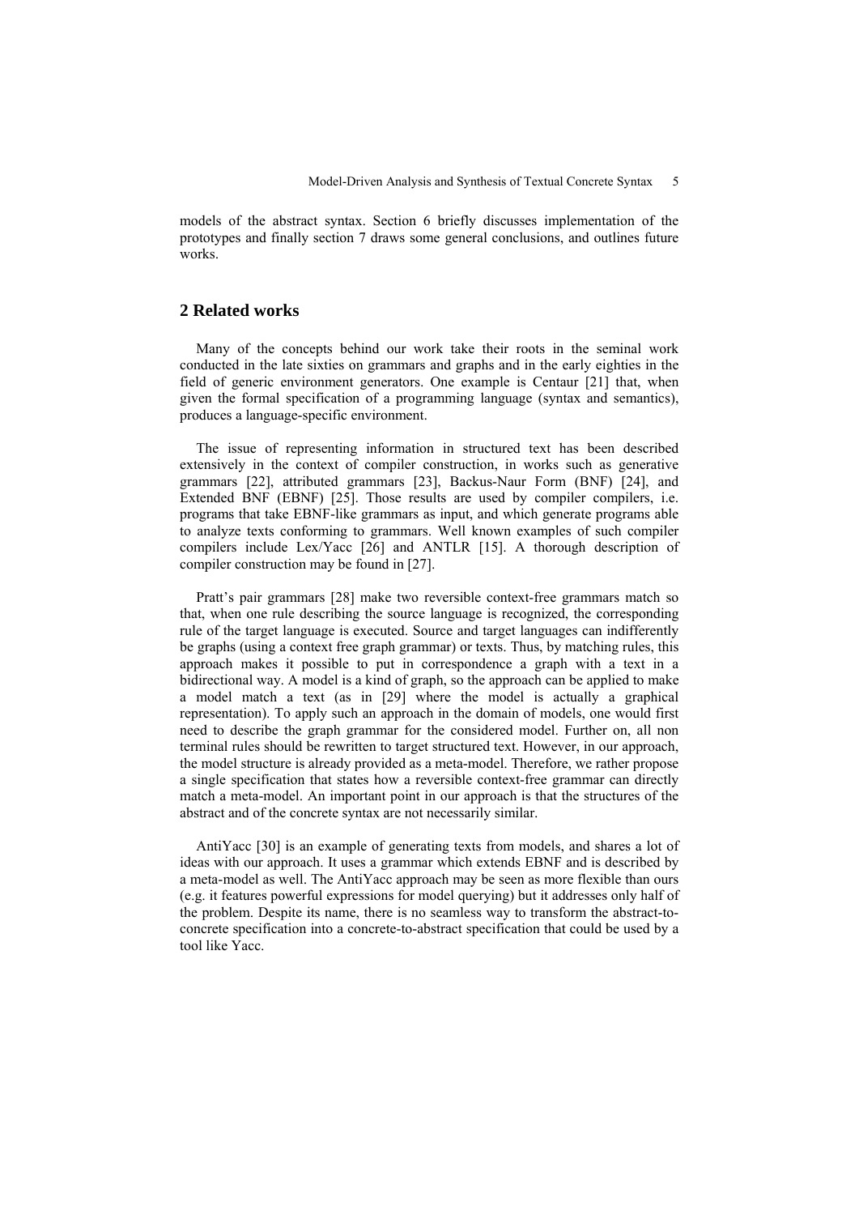models of the abstract syntax. Section 6 briefly discusses implementation of the prototypes and finally section 7 draws some general conclusions, and outlines future works.

## 2 Related works

Many of the concepts behind our work take their roots in the seminal work conducted in the late sixties on grammars and graphs and in the early eighties in the field of generic environment generators. One example is Centaur [21] that, when given the formal specification of a programming language (syntax and semantics), produces a language-specific environment.

The issue of representing information in structured text has been described extensively in the context of compiler construction, in works such as generative grammars [22], attributed grammars [23], Backus-Naur Form (BNF) [24], and Extended BNF (EBNF) [25]. Those results are used by compiler compilers, i.e. programs that take EBNF-like grammars as input, and which generate programs able to analyze texts conforming to grammars. Well known examples of such compiler compilers include Lex/Yacc [26] and ANTLR [15]. A thorough description of compiler construction may be found in [27].

Pratt's pair grammars [28] make two reversible context-free grammars match so that, when one rule describing the source language is recognized, the corresponding rule of the target language is executed. Source and target languages can indifferently be graphs (using a context free graph grammar) or texts. Thus, by matching rules, this approach makes it possible to put in correspondence a graph with a text in a bidirectional way. A model is a kind of graph, so the approach can be applied to make a model match a text (as in [29] where the model is actually a graphical representation). To apply such an approach in the domain of models, one would first need to describe the graph grammar for the considered model. Further on, all non terminal rules should be rewritten to target structured text. However, in our approach, the model structure is already provided as a meta-model. Therefore, we rather propose a single specification that states how a reversible context-free grammar can directly match a meta-model. An important point in our approach is that the structures of the abstract and of the concrete syntax are not necessarily similar.

AntiYacc [30] is an example of generating texts from models, and shares a lot of ideas with our approach. It uses a grammar which extends EBNF and is described by a meta-model as well. The AntiYacc approach may be seen as more flexible than ours (e.g. it features powerful expressions for model querying) but it addresses only half of the problem. Despite its name, there is no seamless way to transform the abstract-to-concrete specification into a concrete-to-abstract specification that could be used by a tool like Yacc.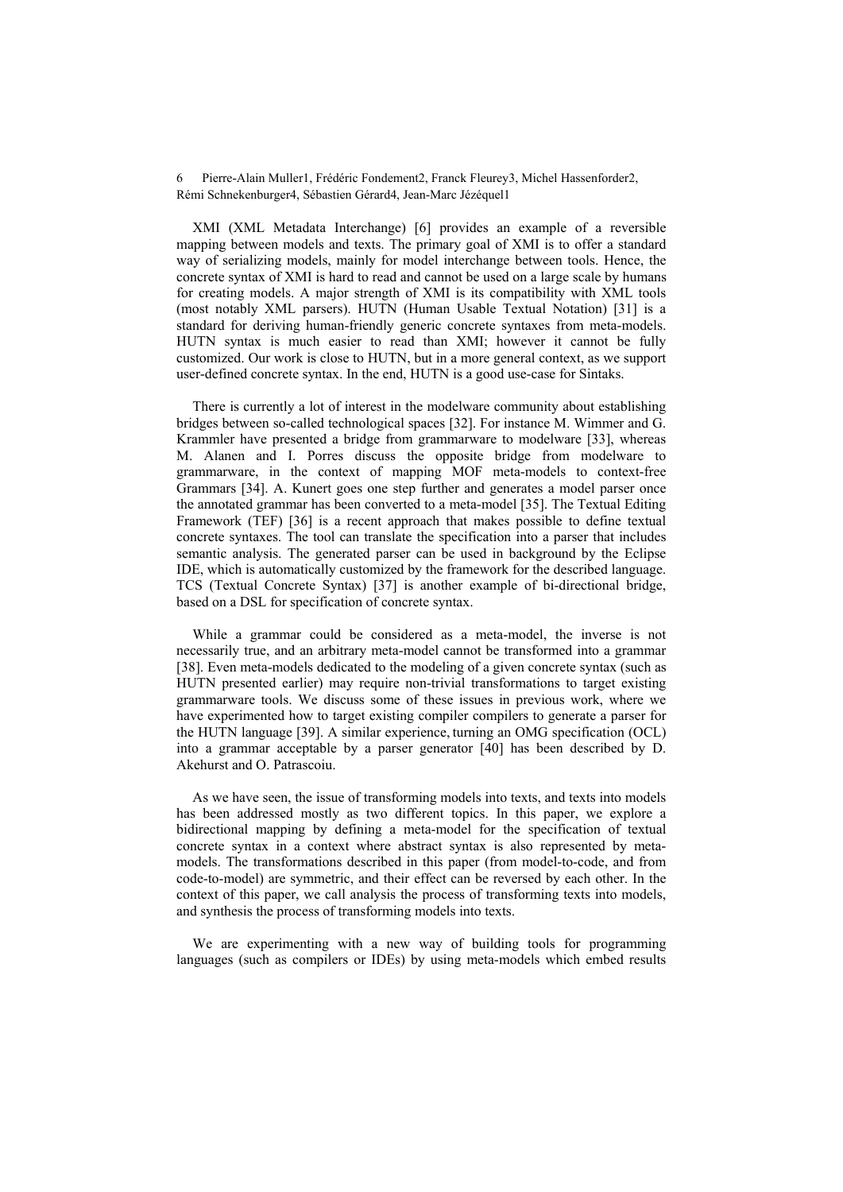XMI (XML Metadata Interchange) [6] provides an example of a reversible mapping between models and texts. The primary goal of XMI is to offer a standard way of serializing models, mainly for model interchange between tools. Hence, the concrete syntax of XMI is hard to read and cannot be used on a large scale by humans for creating models. A major strength of XMI is its compatibility with XML tools (most notably XML parsers). HUTN (Human Usable Textual Notation) [31] is a standard for deriving human-friendly generic concrete syntaxes from meta-models. HUTN syntax is much easier to read than XMI; however it cannot be fully customized. Our work is close to HUTN, but in a more general context, as we support user-defined concrete syntax. In the end, HUTN is a good use-case for Sintaks.

There is currently a lot of interest in the modelware community about establishing bridges between so-called technological spaces [32]. For instance M. Wimmer and G. Krammler have presented a bridge from grammarware to modelware [33], whereas M. Alanen and I. Porres discuss the opposite bridge from modelware to grammarware, in the context of mapping MOF meta-models to context-free Grammars [34]. A. Kunert goes one step further and generates a model parser once the annotated grammar has been converted to a meta-model [35]. The Textual Editing Framework (TEF) [36] is a recent approach that makes possible to define textual concrete syntaxes. The tool can translate the specification into a parser that includes semantic analysis. The generated parser can be used in background by the Eclipse IDE, which is automatically customized by the framework for the described language. TCS (Textual Concrete Syntax) [37] is another example of bi-directional bridge, based on a DSL for specification of concrete syntax.

While a grammar could be considered as a meta-model, the inverse is not necessarily true, and an arbitrary meta-model cannot be transformed into a grammar [38]. Even meta-models dedicated to the modeling of a given concrete syntax (such as HUTN presented earlier) may require non-trivial transformations to target existing grammarware tools. We discuss some of these issues in previous work, where we have experimented how to target existing compiler compilers to generate a parser for the HUTN language [39]. A similar experience, turning an OMG specification (OCL) into a grammar acceptable by a parser generator [40] has been described by D. Akehurst and O. Patrascoiu.

As we have seen, the issue of transforming models into texts, and texts into models has been addressed mostly as two different topics. In this paper, we explore a bidirectional mapping by defining a meta-model for the specification of textual concrete syntax in a context where abstract syntax is also represented by meta-models. The transformations described in this paper (from model-to-code, and from code-to-model) are symmetric, and their effect can be reversed by each other. In the context of this paper, we call analysis the process of transforming texts into models, and synthesis the process of transforming models into texts.

We are experimenting with a new way of building tools for programming languages (such as compilers or IDEs) by using meta-models which embed results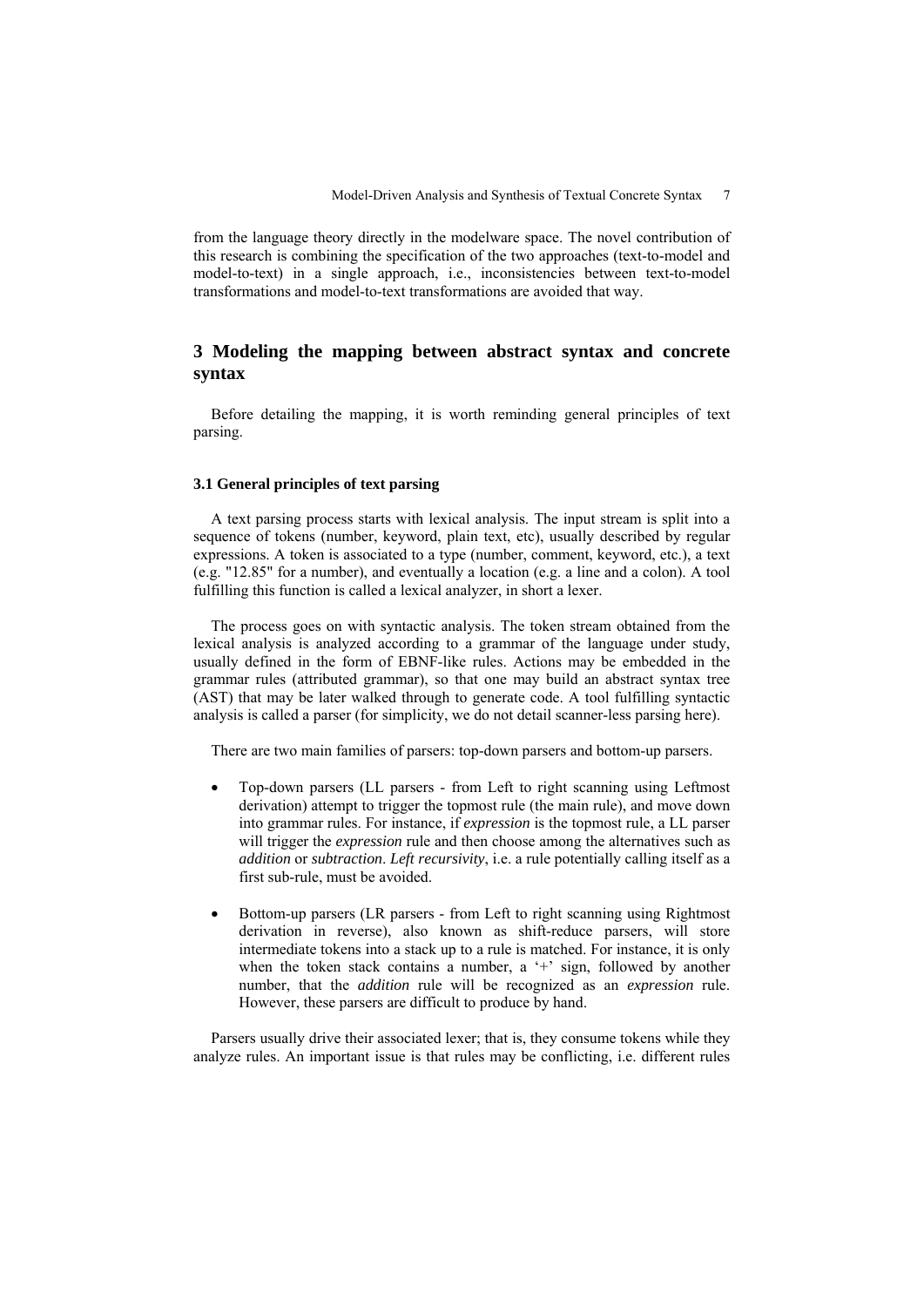from the language theory directly in the modelware space. The novel contribution of this research is combining the specification of the two approaches (text-to-model and model-to-text) in a single approach, i.e., inconsistencies between text-to-model transformations and model-to-text transformations are avoided that way.

## 3 Modeling the mapping between abstract syntax and concrete syntax

Before detailing the mapping, it is worth reminding general principles of text parsing.

### 3.1 General principles of text parsing

A text parsing process starts with lexical analysis. The input stream is split into a sequence of tokens (number, keyword, plain text, etc), usually described by regular expressions. A token is associated to a type (number, comment, keyword, etc.), a text (e.g. "12.85" for a number), and eventually a location (e.g. a line and a colon). A tool fulfilling this function is called a lexical analyzer, in short a lexer.

The process goes on with syntactic analysis. The token stream obtained from the lexical analysis is analyzed according to a grammar of the language under study, usually defined in the form of EBNF-like rules. Actions may be embedded in the grammar rules (attributed grammar), so that one may build an abstract syntax tree (AST) that may be later walked through to generate code. A tool fulfilling syntactic analysis is called a parser (for simplicity, we do not detail scanner-less parsing here).

There are two main families of parsers: top-down parsers and bottom-up parsers.

- Top-down parsers (LL parsers - from Left to right scanning using Leftmost derivation) attempt to trigger the topmost rule (the main rule), and move down into grammar rules. For instance, if *expression* is the topmost rule, a LL parser will trigger the *expression* rule and then choose among the alternatives such as *addition* or *subtraction*. *Left recursivity*, i.e. a rule potentially calling itself as a first sub-rule, must be avoided.

- Bottom-up parsers (LR parsers - from Left to right scanning using Rightmost derivation in reverse), also known as shift-reduce parsers, will store intermediate tokens into a stack up to a rule is matched. For instance, it is only when the token stack contains a number, a '+' sign, followed by another number, that the *addition* rule will be recognized as an *expression* rule. However, these parsers are difficult to produce by hand.

Parsers usually drive their associated lexer; that is, they consume tokens while they analyze rules. An important issue is that rules may be conflicting, i.e. different rules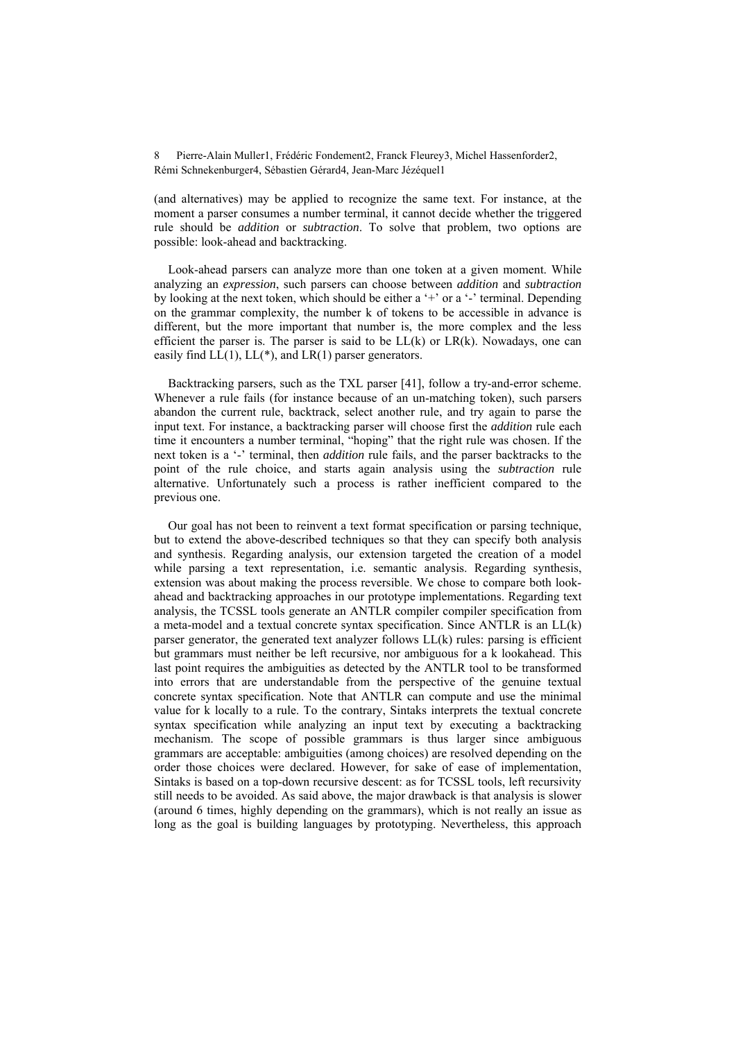(and alternatives) may be applied to recognize the same text. For instance, at the moment a parser consumes a number terminal, it cannot decide whether the triggered rule should be *addition* or *subtraction*. To solve that problem, two options are possible: look-ahead and backtracking.

Look-ahead parsers can analyze more than one token at a given moment. While analyzing an *expression*, such parsers can choose between *addition* and *subtraction* by looking at the next token, which should be either a '+' or a '-' terminal. Depending on the grammar complexity, the number k of tokens to be accessible in advance is different, but the more important that number is, the more complex and the less efficient the parser is. The parser is said to be LL(k) or LR(k). Nowadays, one can easily find LL(1), LL(*), and LR(1) parser generators.

Backtracking parsers, such as the TXL parser [41], follow a try-and-error scheme. Whenever a rule fails (for instance because of an un-matching token), such parsers abandon the current rule, backtrack, select another rule, and try again to parse the input text. For instance, a backtracking parser will choose first the *addition* rule each time it encounters a number terminal, "hoping" that the right rule was chosen. If the next token is a '-' terminal, then *addition* rule fails, and the parser backtracks to the point of the rule choice, and starts again analysis using the *subtraction* rule alternative. Unfortunately such a process is rather inefficient compared to the previous one.

Our goal has not been to reinvent a text format specification or parsing technique, but to extend the above-described techniques so that they can specify both analysis and synthesis. Regarding analysis, our extension targeted the creation of a model while parsing a text representation, i.e. semantic analysis. Regarding synthesis, extension was about making the process reversible. We chose to compare both look-ahead and backtracking approaches in our prototype implementations. Regarding text analysis, the TCSSL tools generate an ANTLR compiler compiler specification from a meta-model and a textual concrete syntax specification. Since ANTLR is an LL(k) parser generator, the generated text analyzer follows LL(k) rules: parsing is efficient but grammars must neither be left recursive, nor ambiguous for a k lookahead. This last point requires the ambiguities as detected by the ANTLR tool to be transformed into errors that are understandable from the perspective of the genuine textual concrete syntax specification. Note that ANTLR can compute and use the minimal value for k locally to a rule. To the contrary, Sintaks interprets the textual concrete syntax specification while analyzing an input text by executing a backtracking mechanism. The scope of possible grammars is thus larger since ambiguous grammars are acceptable: ambiguities (among choices) are resolved depending on the order those choices were declared. However, for sake of ease of implementation, Sintaks is based on a top-down recursive descent: as for TCSSL tools, left recursivity still needs to be avoided. As said above, the major drawback is that analysis is slower (around 6 times, highly depending on the grammars), which is not really an issue as long as the goal is building languages by prototyping. Nevertheless, this approach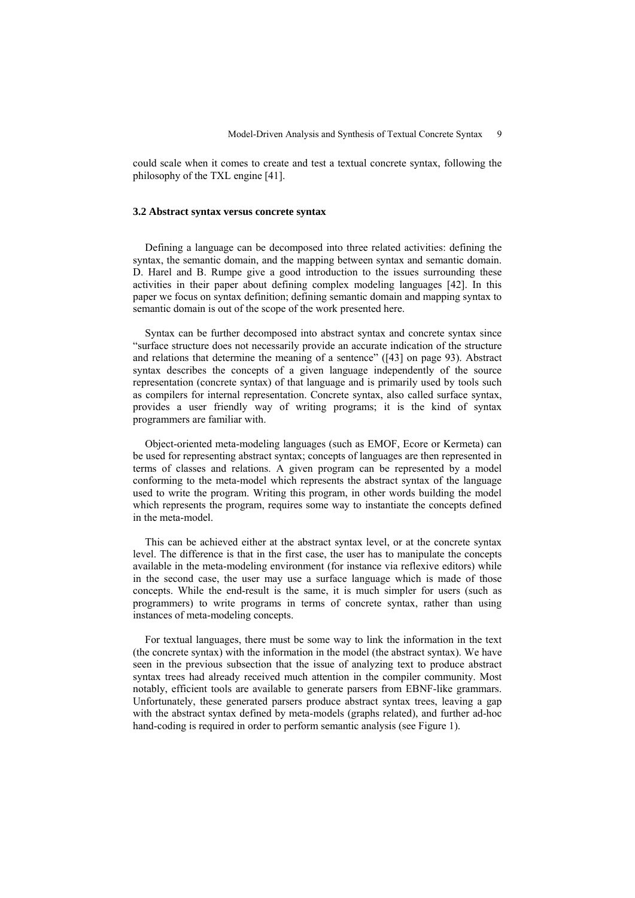could scale when it comes to create and test a textual concrete syntax, following the philosophy of the TXL engine [41].

### 3.2 Abstract syntax versus concrete syntax

Defining a language can be decomposed into three related activities: defining the syntax, the semantic domain, and the mapping between syntax and semantic domain. D. Harel and B. Rumpe give a good introduction to the issues surrounding these activities in their paper about defining complex modeling languages [42]. In this paper we focus on syntax definition; defining semantic domain and mapping syntax to semantic domain is out of the scope of the work presented here.

Syntax can be further decomposed into abstract syntax and concrete syntax since "surface structure does not necessarily provide an accurate indication of the structure and relations that determine the meaning of a sentence" ([43] on page 93). Abstract syntax describes the concepts of a given language independently of the source representation (concrete syntax) of that language and is primarily used by tools such as compilers for internal representation. Concrete syntax, also called surface syntax, provides a user friendly way of writing programs; it is the kind of syntax programmers are familiar with.

Object-oriented meta-modeling languages (such as EMOF, Ecore or Kermeta) can be used for representing abstract syntax; concepts of languages are then represented in terms of classes and relations. A given program can be represented by a model conforming to the meta-model which represents the abstract syntax of the language used to write the program. Writing this program, in other words building the model which represents the program, requires some way to instantiate the concepts defined in the meta-model.

This can be achieved either at the abstract syntax level, or at the concrete syntax level. The difference is that in the first case, the user has to manipulate the concepts available in the meta-modeling environment (for instance via reflexive editors) while in the second case, the user may use a surface language which is made of those concepts. While the end-result is the same, it is much simpler for users (such as programmers) to write programs in terms of concrete syntax, rather than using instances of meta-modeling concepts.

For textual languages, there must be some way to link the information in the text (the concrete syntax) with the information in the model (the abstract syntax). We have seen in the previous subsection that the issue of analyzing text to produce abstract syntax trees had already received much attention in the compiler community. Most notably, efficient tools are available to generate parsers from EBNF-like grammars. Unfortunately, these generated parsers produce abstract syntax trees, leaving a gap with the abstract syntax defined by meta-models (graphs related), and further ad-hoc hand-coding is required in order to perform semantic analysis (see Figure 1).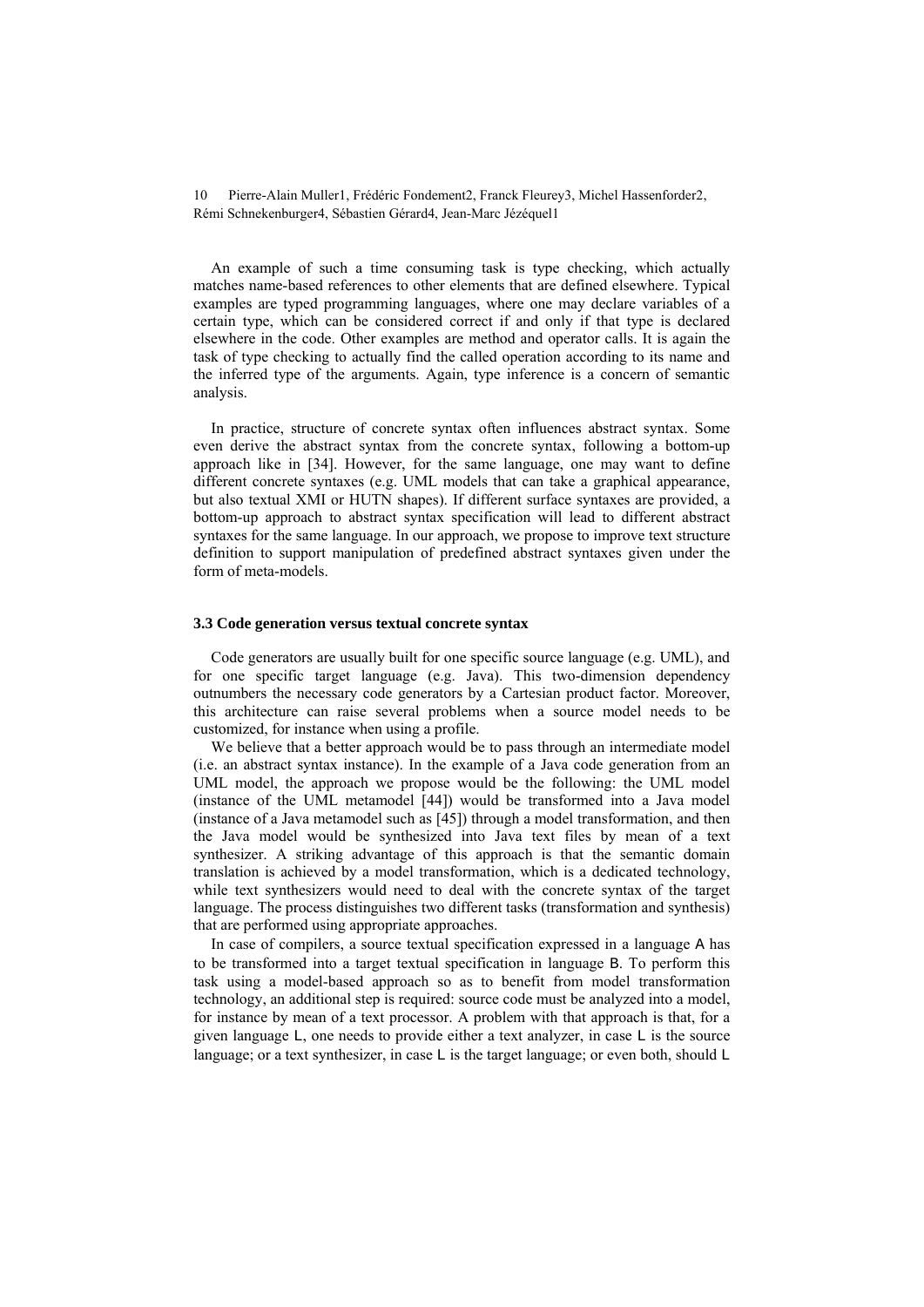An example of such a time consuming task is type checking, which actually matches name-based references to other elements that are defined elsewhere. Typical examples are typed programming languages, where one may declare variables of a certain type, which can be considered correct if and only if that type is declared elsewhere in the code. Other examples are method and operator calls. It is again the task of type checking to actually find the called operation according to its name and the inferred type of the arguments. Again, type inference is a concern of semantic analysis.

In practice, structure of concrete syntax often influences abstract syntax. Some even derive the abstract syntax from the concrete syntax, following a bottom-up approach like in [34]. However, for the same language, one may want to define different concrete syntaxes (e.g. UML models that can take a graphical appearance, but also textual XMI or HUTN shapes). If different surface syntaxes are provided, a bottom-up approach to abstract syntax specification will lead to different abstract syntaxes for the same language. In our approach, we propose to improve text structure definition to support manipulation of predefined abstract syntaxes given under the form of meta-models.

### 3.3 Code generation versus textual concrete syntax

Code generators are usually built for one specific source language (e.g. UML), and for one specific target language (e.g. Java). This two-dimension dependency outnumbers the necessary code generators by a Cartesian product factor. Moreover, this architecture can raise several problems when a source model needs to be customized, for instance when using a profile.

We believe that a better approach would be to pass through an intermediate model (i.e. an abstract syntax instance). In the example of a Java code generation from an UML model, the approach we propose would be the following: the UML model (instance of the UML metamodel [44]) would be transformed into a Java model (instance of a Java metamodel such as [45]) through a model transformation, and then the Java model would be synthesized into Java text files by mean of a text synthesizer. A striking advantage of this approach is that the semantic domain translation is achieved by a model transformation, which is a dedicated technology, while text synthesizers would need to deal with the concrete syntax of the target language. The process distinguishes two different tasks (transformation and synthesis) that are performed using appropriate approaches.

In case of compilers, a source textual specification expressed in a language A has to be transformed into a target textual specification in language B. To perform this task using a model-based approach so as to benefit from model transformation technology, an additional step is required: source code must be analyzed into a model, for instance by mean of a text processor. A problem with that approach is that, for a given language L, one needs to provide either a text analyzer, in case L is the source language; or a text synthesizer, in case L is the target language; or even both, should L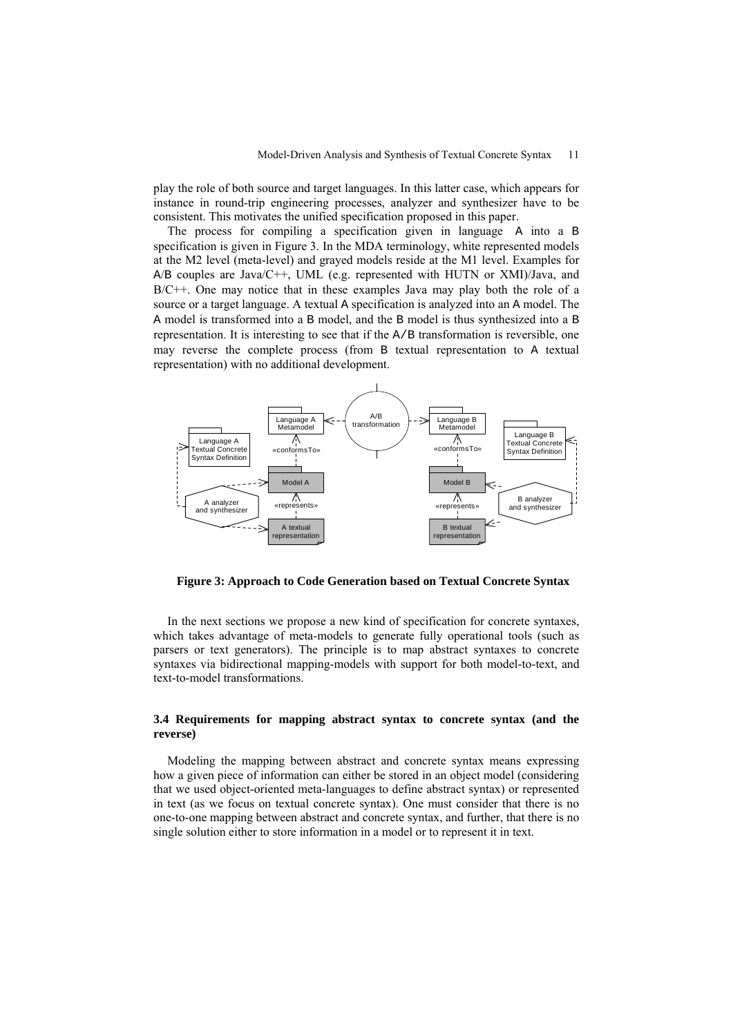play the role of both source and target languages. In this latter case, which appears for instance in round-trip engineering processes, analyzer and synthesizer have to be consistent. This motivates the unified specification proposed in this paper.

The process for compiling a specification given in language A into a B specification is given in Figure 3. In the MDA terminology, white represented models at the M2 level (meta-level) and grayed models reside at the M1 level. Examples for A/B couples are Java/C++, UML (e.g. represented with HUTN or XMI)/Java, and B/C++. One may notice that in these examples Java may play both the role of a source or a target language. A textual A specification is analyzed into an A model. The A model is transformed into a B model, and the B model is thus synthesized into a B representation. It is interesting to see that if the A/B transformation is reversible, one may reverse the complete process (from B textual representation to A textual representation) with no additional development.

**Figure 3: Approach to Code Generation based on Textual Concrete Syntax**

In the next sections we propose a new kind of specification for concrete syntaxes, which takes advantage of meta-models to generate fully operational tools (such as parsers or text generators). The principle is to map abstract syntaxes to concrete syntaxes via bidirectional mapping-models with support for both model-to-text, and text-to-model transformations.

### 3.4 Requirements for mapping abstract syntax to concrete syntax (and the reverse)

Modeling the mapping between abstract and concrete syntax means expressing how a given piece of information can either be stored in an object model (considering that we used object-oriented meta-languages to define abstract syntax) or represented in text (as we focus on textual concrete syntax). One must consider that there is no one-to-one mapping between abstract and concrete syntax, and further, that there is no single solution either to store information in a model or to represent it in text.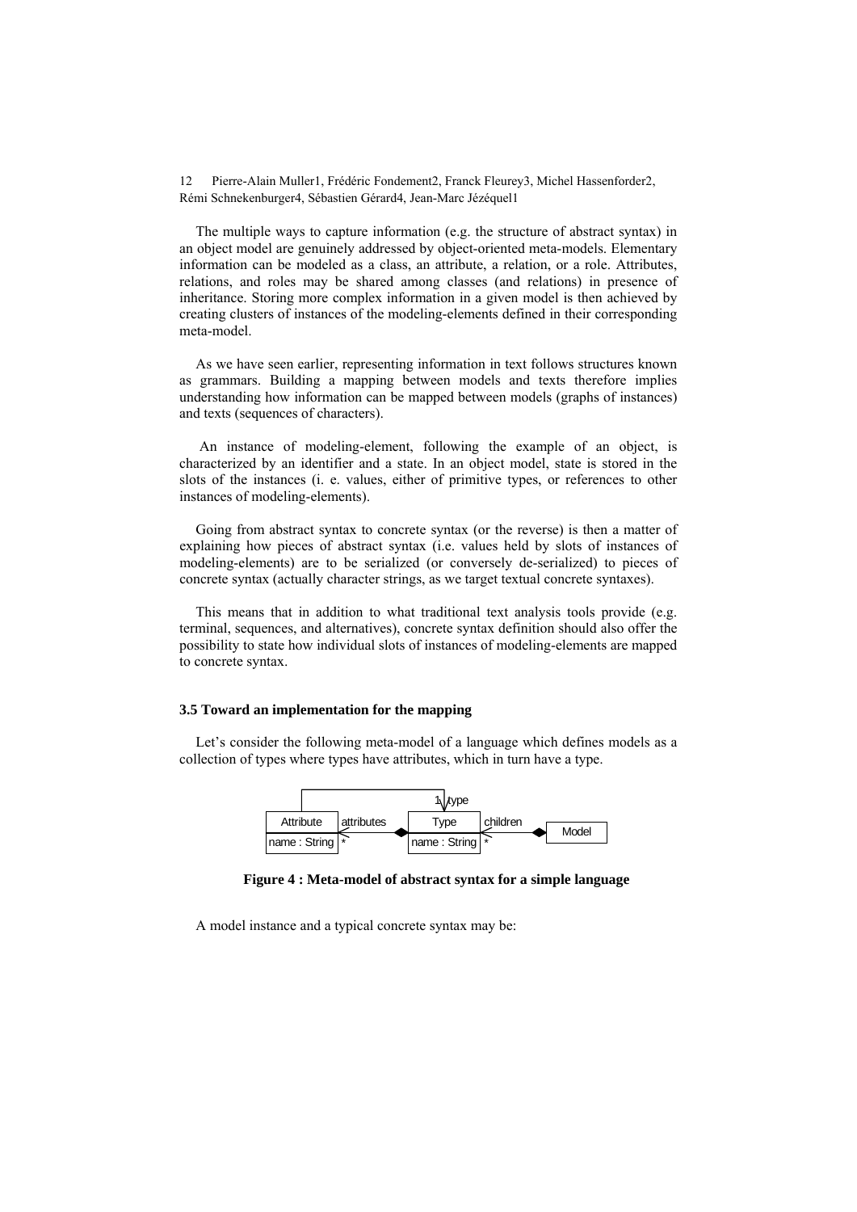The multiple ways to capture information (e.g. the structure of abstract syntax) in an object model are genuinely addressed by object-oriented meta-models. Elementary information can be modeled as a class, an attribute, a relation, or a role. Attributes, relations, and roles may be shared among classes (and relations) in presence of inheritance. Storing more complex information in a given model is then achieved by creating clusters of instances of the modeling-elements defined in their corresponding meta-model.

As we have seen earlier, representing information in text follows structures known as grammars. Building a mapping between models and texts therefore implies understanding how information can be mapped between models (graphs of instances) and texts (sequences of characters).

An instance of modeling-element, following the example of an object, is characterized by an identifier and a state. In an object model, state is stored in the slots of the instances (i. e. values, either of primitive types, or references to other instances of modeling-elements).

Going from abstract syntax to concrete syntax (or the reverse) is then a matter of explaining how pieces of abstract syntax (i.e. values held by slots of instances of modeling-elements) are to be serialized (or conversely de-serialized) to pieces of concrete syntax (actually character strings, as we target textual concrete syntaxes).

This means that in addition to what traditional text analysis tools provide (e.g. terminal, sequences, and alternatives), concrete syntax definition should also offer the possibility to state how individual slots of instances of modeling-elements are mapped to concrete syntax.

### 3.5 Toward an implementation for the mapping

Let's consider the following meta-model of a language which defines models as a collection of types where types have attributes, which in turn have a type.

**Figure 4 : Meta-model of abstract syntax for a simple language**

A model instance and a typical concrete syntax may be: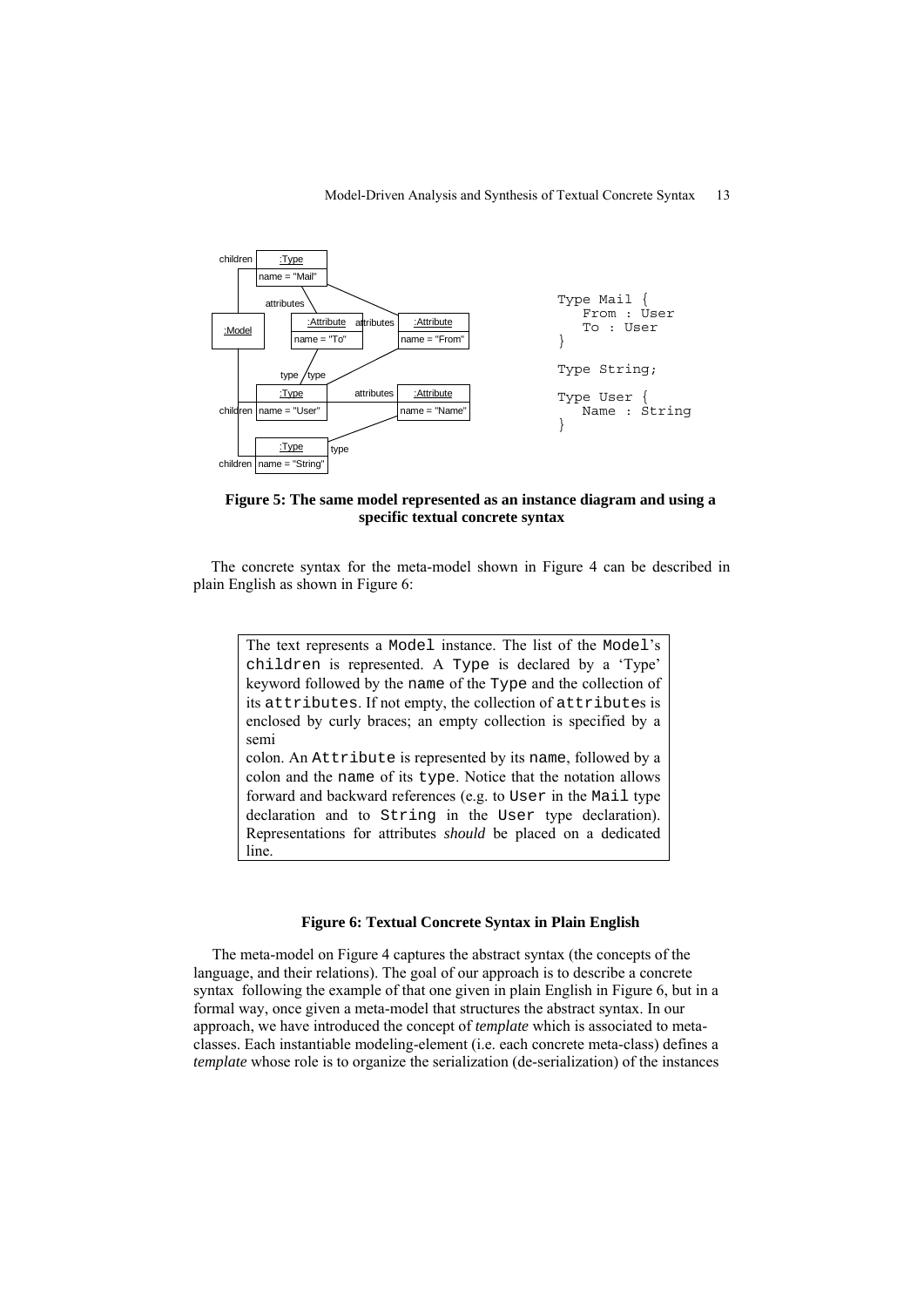```
Type Mail {
   From : User
   To : User
}

Type String;

Type User {
   Name : String
}
```

**Figure 5: The same model represented as an instance diagram and using a specific textual concrete syntax**

The concrete syntax for the meta-model shown in Figure 4 can be described in plain English as shown in Figure 6:

> The text represents a `Model` instance. The list of the `Model`'s `children` is represented. A `Type` is declared by a 'Type' keyword followed by the `name` of the `Type` and the collection of its `attributes`. If not empty, the collection of `attribute`s is enclosed by curly braces; an empty collection is specified by a semi
> colon. An `Attribute` is represented by its `name`, followed by a colon and the `name` of its `type`. Notice that the notation allows forward and backward references (e.g. to `User` in the `Mail` type declaration and to `String` in the `User` type declaration). Representations for attributes *should* be placed on a dedicated line.

**Figure 6: Textual Concrete Syntax in Plain English**

The meta-model on Figure 4 captures the abstract syntax (the concepts of the language, and their relations). The goal of our approach is to describe a concrete syntax following the example of that one given in plain English in Figure 6, but in a formal way, once given a meta-model that structures the abstract syntax. In our approach, we have introduced the concept of *template* which is associated to meta-classes. Each instantiable modeling-element (i.e. each concrete meta-class) defines a *template* whose role is to organize the serialization (de-serialization) of the instances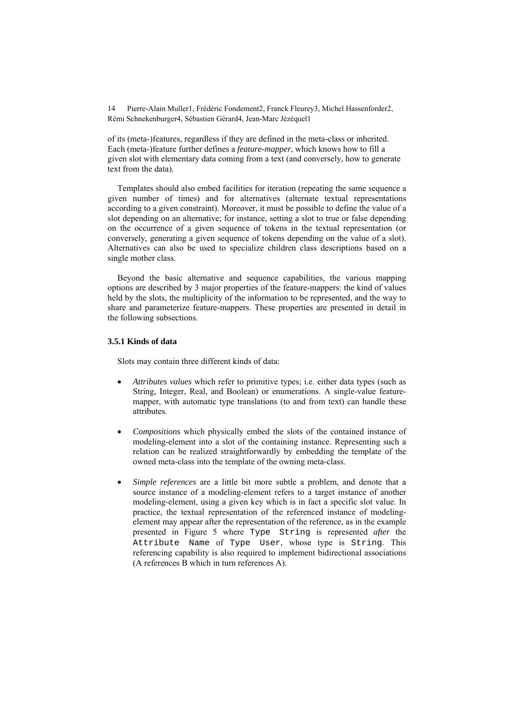of its (meta-)features, regardless if they are defined in the meta-class or inherited. Each (meta-)feature further defines a *feature-mapper*, which knows how to fill a given slot with elementary data coming from a text (and conversely, how to generate text from the data).

Templates should also embed facilities for iteration (repeating the same sequence a given number of times) and for alternatives (alternate textual representations according to a given constraint). Moreover, it must be possible to define the value of a slot depending on an alternative; for instance, setting a slot to true or false depending on the occurrence of a given sequence of tokens in the textual representation (or conversely, generating a given sequence of tokens depending on the value of a slot). Alternatives can also be used to specialize children class descriptions based on a single mother class.

Beyond the basic alternative and sequence capabilities, the various mapping options are described by 3 major properties of the feature-mappers: the kind of values held by the slots, the multiplicity of the information to be represented, and the way to share and parameterize feature-mappers. These properties are presented in detail in the following subsections.

### 3.5.1 Kinds of data

Slots may contain three different kinds of data:

- *Attributes values* which refer to primitive types; i.e. either data types (such as String, Integer, Real, and Boolean) or enumerations. A single-value feature-mapper, with automatic type translations (to and from text) can handle these attributes.
- *Compositions* which physically embed the slots of the contained instance of modeling-element into a slot of the containing instance. Representing such a relation can be realized straightforwardly by embedding the template of the owned meta-class into the template of the owning meta-class.
- *Simple references* are a little bit more subtle a problem, and denote that a source instance of a modeling-element refers to a target instance of another modeling-element, using a given key which is in fact a specific slot value. In practice, the textual representation of the referenced instance of modeling-element may appear after the representation of the reference, as in the example presented in Figure 5 where `Type String` is represented *after* the `Attribute Name` of `Type User`, whose type is `String`. This referencing capability is also required to implement bidirectional associations (A references B which in turn references A).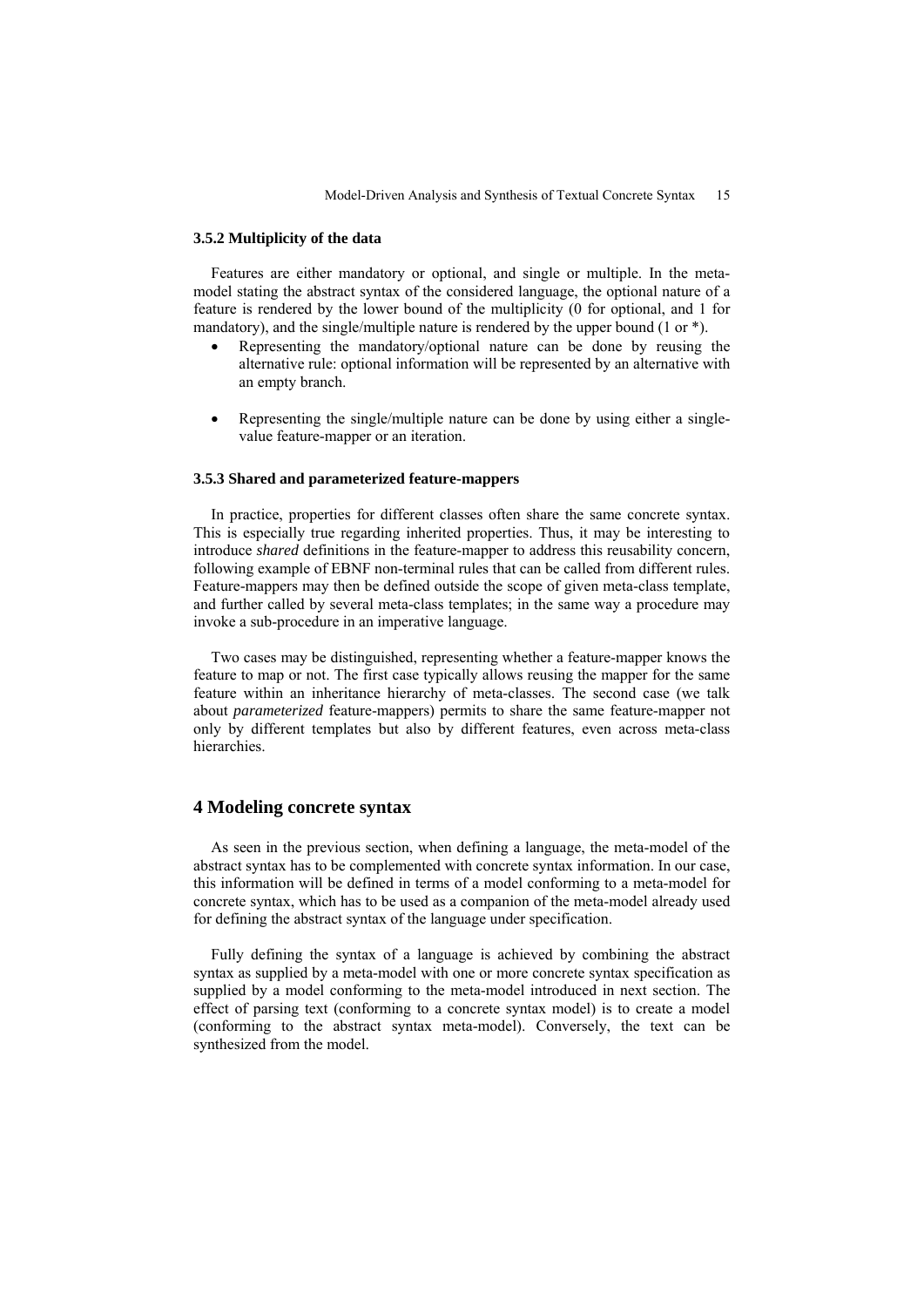### 3.5.2 Multiplicity of the data

Features are either mandatory or optional, and single or multiple. In the meta-model stating the abstract syntax of the considered language, the optional nature of a feature is rendered by the lower bound of the multiplicity (0 for optional, and 1 for mandatory), and the single/multiple nature is rendered by the upper bound (1 or *).

- Representing the mandatory/optional nature can be done by reusing the alternative rule: optional information will be represented by an alternative with an empty branch.
- Representing the single/multiple nature can be done by using either a single-value feature-mapper or an iteration.

### 3.5.3 Shared and parameterized feature-mappers

In practice, properties for different classes often share the same concrete syntax. This is especially true regarding inherited properties. Thus, it may be interesting to introduce *shared* definitions in the feature-mapper to address this reusability concern, following example of EBNF non-terminal rules that can be called from different rules. Feature-mappers may then be defined outside the scope of given meta-class template, and further called by several meta-class templates; in the same way a procedure may invoke a sub-procedure in an imperative language.

Two cases may be distinguished, representing whether a feature-mapper knows the feature to map or not. The first case typically allows reusing the mapper for the same feature within an inheritance hierarchy of meta-classes. The second case (we talk about *parameterized* feature-mappers) permits to share the same feature-mapper not only by different templates but also by different features, even across meta-class hierarchies.

## 4 Modeling concrete syntax

As seen in the previous section, when defining a language, the meta-model of the abstract syntax has to be complemented with concrete syntax information. In our case, this information will be defined in terms of a model conforming to a meta-model for concrete syntax, which has to be used as a companion of the meta-model already used for defining the abstract syntax of the language under specification.

Fully defining the syntax of a language is achieved by combining the abstract syntax as supplied by a meta-model with one or more concrete syntax specification as supplied by a model conforming to the meta-model introduced in next section. The effect of parsing text (conforming to a concrete syntax model) is to create a model (conforming to the abstract syntax meta-model). Conversely, the text can be synthesized from the model.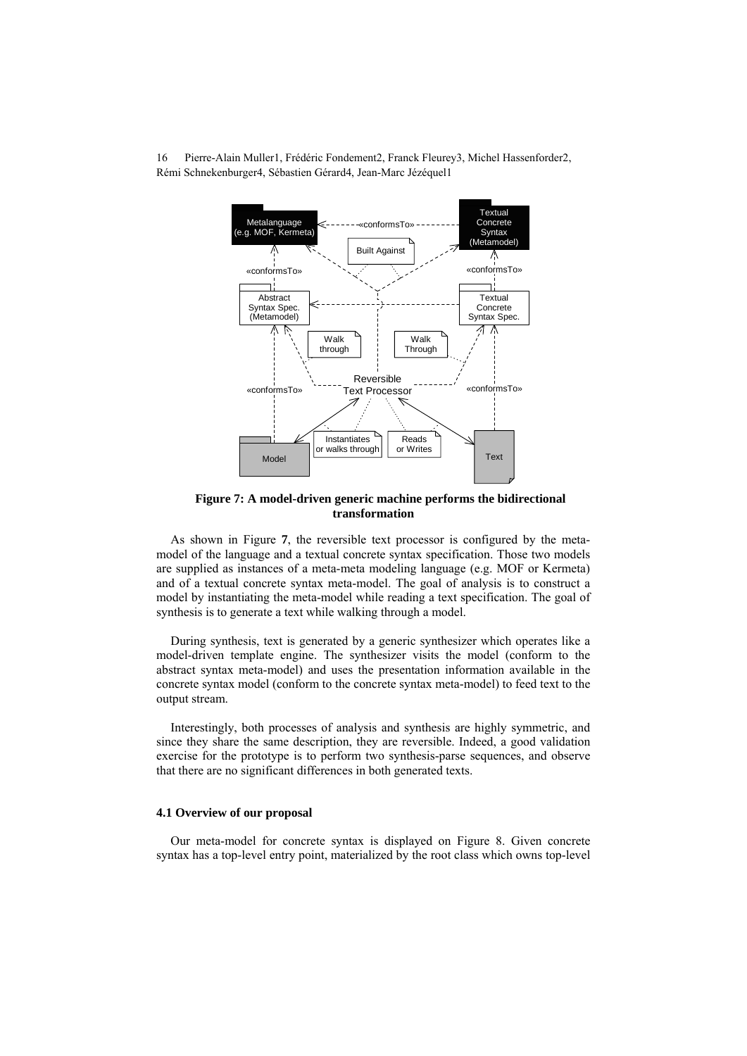**Figure 7: A model-driven generic machine performs the bidirectional transformation**

As shown in Figure **7**, the reversible text processor is configured by the meta-model of the language and a textual concrete syntax specification. Those two models are supplied as instances of a meta-meta modeling language (e.g. MOF or Kermeta) and of a textual concrete syntax meta-model. The goal of analysis is to construct a model by instantiating the meta-model while reading a text specification. The goal of synthesis is to generate a text while walking through a model.

During synthesis, text is generated by a generic synthesizer which operates like a model-driven template engine. The synthesizer visits the model (conform to the abstract syntax meta-model) and uses the presentation information available in the concrete syntax model (conform to the concrete syntax meta-model) to feed text to the output stream.

Interestingly, both processes of analysis and synthesis are highly symmetric, and since they share the same description, they are reversible. Indeed, a good validation exercise for the prototype is to perform two synthesis-parse sequences, and observe that there are no significant differences in both generated texts.

### 4.1 Overview of our proposal

Our meta-model for concrete syntax is displayed on Figure 8. Given concrete syntax has a top-level entry point, materialized by the root class which owns top-level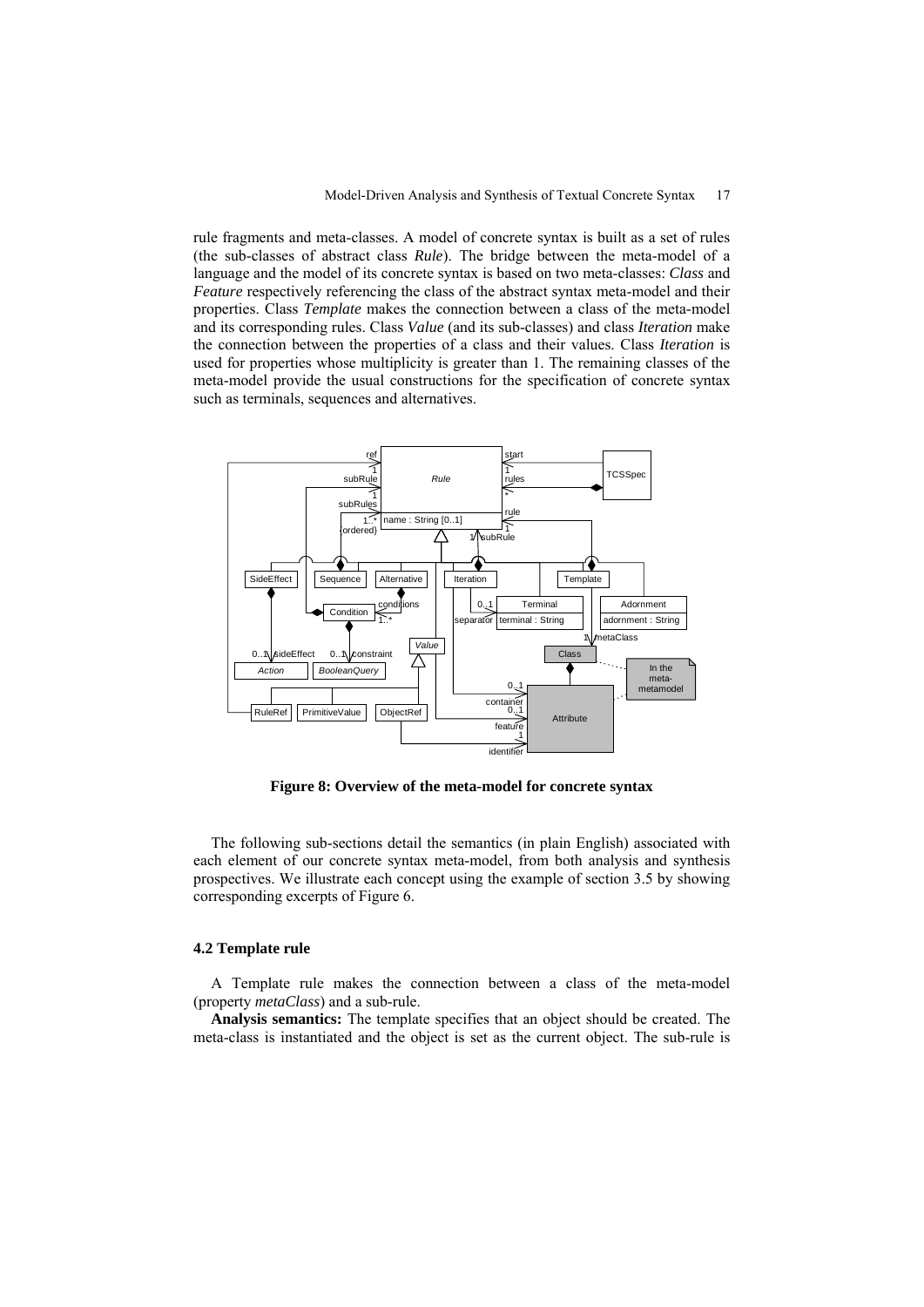rule fragments and meta-classes. A model of concrete syntax is built as a set of rules (the sub-classes of abstract class *Rule*). The bridge between the meta-model of a language and the model of its concrete syntax is based on two meta-classes: *Class* and *Feature* respectively referencing the class of the abstract syntax meta-model and their properties. Class *Template* makes the connection between a class of the meta-model and its corresponding rules. Class *Value* (and its sub-classes) and class *Iteration* make the connection between the properties of a class and their values. Class *Iteration* is used for properties whose multiplicity is greater than 1. The remaining classes of the meta-model provide the usual constructions for the specification of concrete syntax such as terminals, sequences and alternatives.

**Figure 8: Overview of the meta-model for concrete syntax**

The following sub-sections detail the semantics (in plain English) associated with each element of our concrete syntax meta-model, from both analysis and synthesis prospectives. We illustrate each concept using the example of section 3.5 by showing corresponding excerpts of Figure 6.

### 4.2 Template rule

A Template rule makes the connection between a class of the meta-model (property *metaClass*) and a sub-rule.

**Analysis semantics:** The template specifies that an object should be created. The meta-class is instantiated and the object is set as the current object. The sub-rule is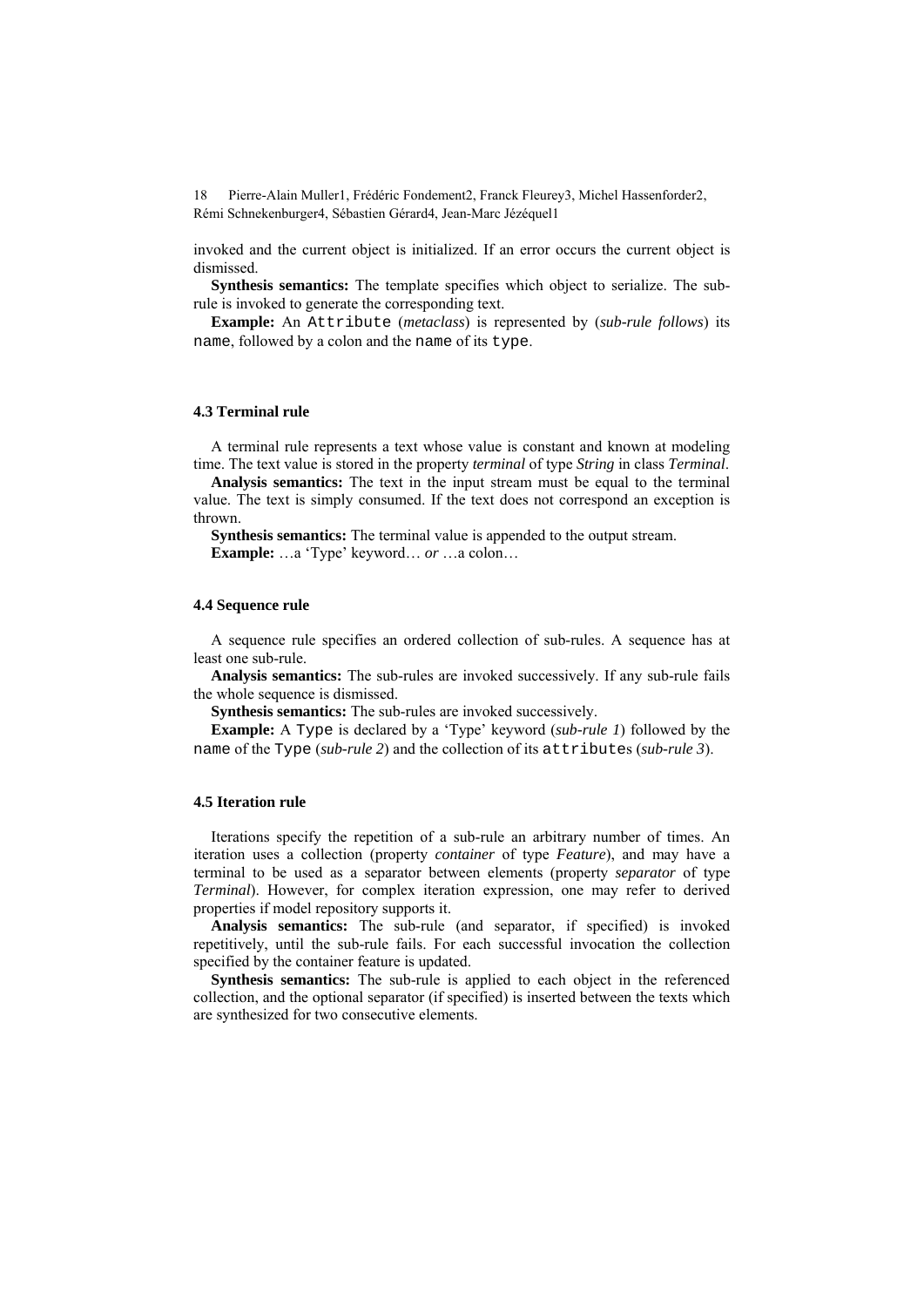invoked and the current object is initialized. If an error occurs the current object is dismissed.

**Synthesis semantics:** The template specifies which object to serialize. The sub-rule is invoked to generate the corresponding text.

**Example:** An `Attribute` (*metaclass*) is represented by (*sub-rule follows*) its `name`, followed by a colon and the `name` of its `type`.

### 4.3 Terminal rule

A terminal rule represents a text whose value is constant and known at modeling time. The text value is stored in the property *terminal* of type *String* in class *Terminal*.

**Analysis semantics:** The text in the input stream must be equal to the terminal value. The text is simply consumed. If the text does not correspond an exception is thrown.

**Synthesis semantics:** The terminal value is appended to the output stream.

**Example:** …a 'Type' keyword… *or* …a colon…

### 4.4 Sequence rule

A sequence rule specifies an ordered collection of sub-rules. A sequence has at least one sub-rule.

**Analysis semantics:** The sub-rules are invoked successively. If any sub-rule fails the whole sequence is dismissed.

**Synthesis semantics:** The sub-rules are invoked successively.

**Example:** A `Type` is declared by a 'Type' keyword (*sub-rule 1*) followed by the `name` of the `Type` (*sub-rule 2*) and the collection of its `attribute`s (*sub-rule 3*).

### 4.5 Iteration rule

Iterations specify the repetition of a sub-rule an arbitrary number of times. An iteration uses a collection (property *container* of type *Feature*), and may have a terminal to be used as a separator between elements (property *separator* of type *Terminal*). However, for complex iteration expression, one may refer to derived properties if model repository supports it.

**Analysis semantics:** The sub-rule (and separator, if specified) is invoked repetitively, until the sub-rule fails. For each successful invocation the collection specified by the container feature is updated.

**Synthesis semantics:** The sub-rule is applied to each object in the referenced collection, and the optional separator (if specified) is inserted between the texts which are synthesized for two consecutive elements.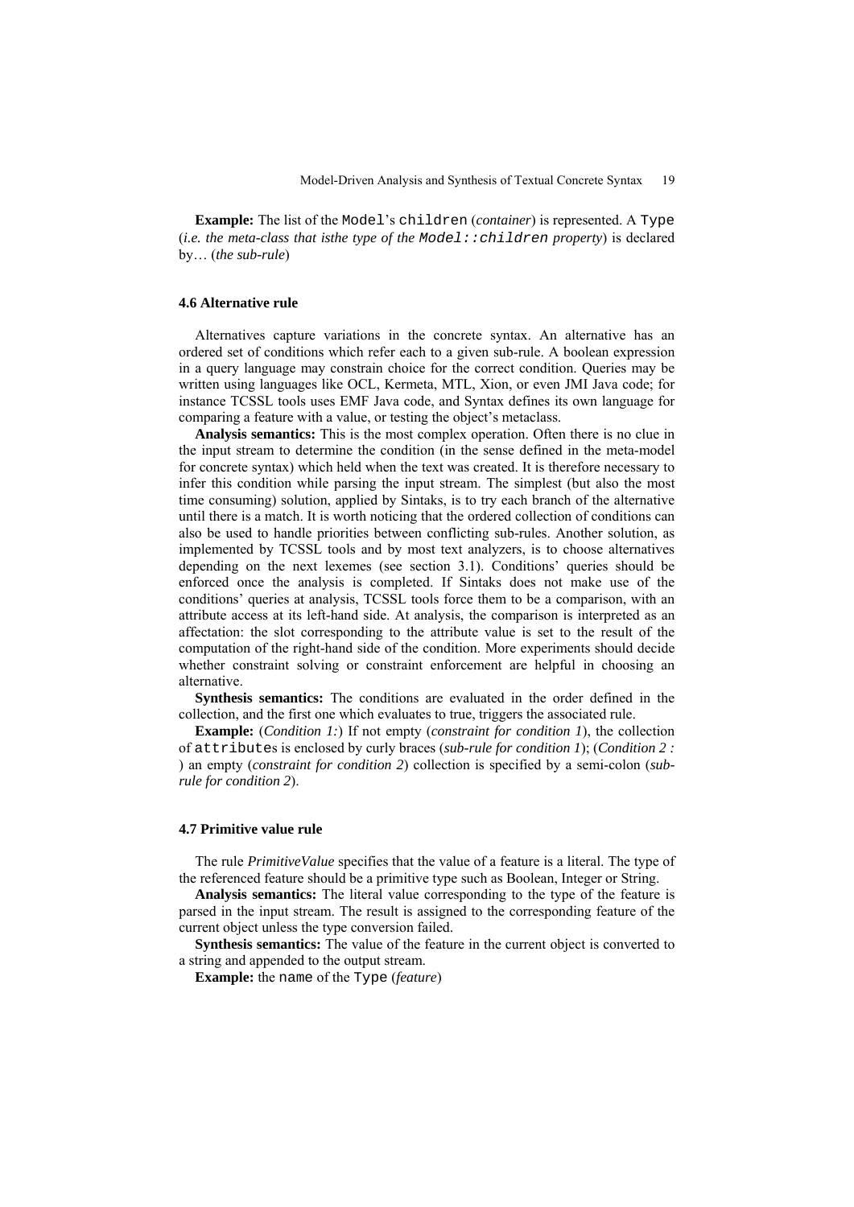**Example:** The list of the `Model`'s `children` (*container*) is represented. A `Type` (*i.e. the meta-class that isthe type of the* `Model::children` *property*) is declared by… (*the sub-rule*)

### 4.6 Alternative rule

Alternatives capture variations in the concrete syntax. An alternative has an ordered set of conditions which refer each to a given sub-rule. A boolean expression in a query language may constrain choice for the correct condition. Queries may be written using languages like OCL, Kermeta, MTL, Xion, or even JMI Java code; for instance TCSSL tools uses EMF Java code, and Syntax defines its own language for comparing a feature with a value, or testing the object's metaclass.

**Analysis semantics:** This is the most complex operation. Often there is no clue in the input stream to determine the condition (in the sense defined in the meta-model for concrete syntax) which held when the text was created. It is therefore necessary to infer this condition while parsing the input stream. The simplest (but also the most time consuming) solution, applied by Sintaks, is to try each branch of the alternative until there is a match. It is worth noticing that the ordered collection of conditions can also be used to handle priorities between conflicting sub-rules. Another solution, as implemented by TCSSL tools and by most text analyzers, is to choose alternatives depending on the next lexemes (see section 3.1). Conditions' queries should be enforced once the analysis is completed. If Sintaks does not make use of the conditions' queries at analysis, TCSSL tools force them to be a comparison, with an attribute access at its left-hand side. At analysis, the comparison is interpreted as an affectation: the slot corresponding to the attribute value is set to the result of the computation of the right-hand side of the condition. More experiments should decide whether constraint solving or constraint enforcement are helpful in choosing an alternative.

**Synthesis semantics:** The conditions are evaluated in the order defined in the collection, and the first one which evaluates to true, triggers the associated rule.

**Example:** (*Condition 1:*) If not empty (*constraint for condition 1*), the collection of `attribute`s is enclosed by curly braces (*sub-rule for condition 1*); (*Condition 2 :* ) an empty (*constraint for condition 2*) collection is specified by a semi-colon (*sub-rule for condition 2*).

### 4.7 Primitive value rule

The rule *PrimitiveValue* specifies that the value of a feature is a literal. The type of the referenced feature should be a primitive type such as Boolean, Integer or String.

**Analysis semantics:** The literal value corresponding to the type of the feature is parsed in the input stream. The result is assigned to the corresponding feature of the current object unless the type conversion failed.

**Synthesis semantics:** The value of the feature in the current object is converted to a string and appended to the output stream.

**Example:** the `name` of the `Type` (*feature*)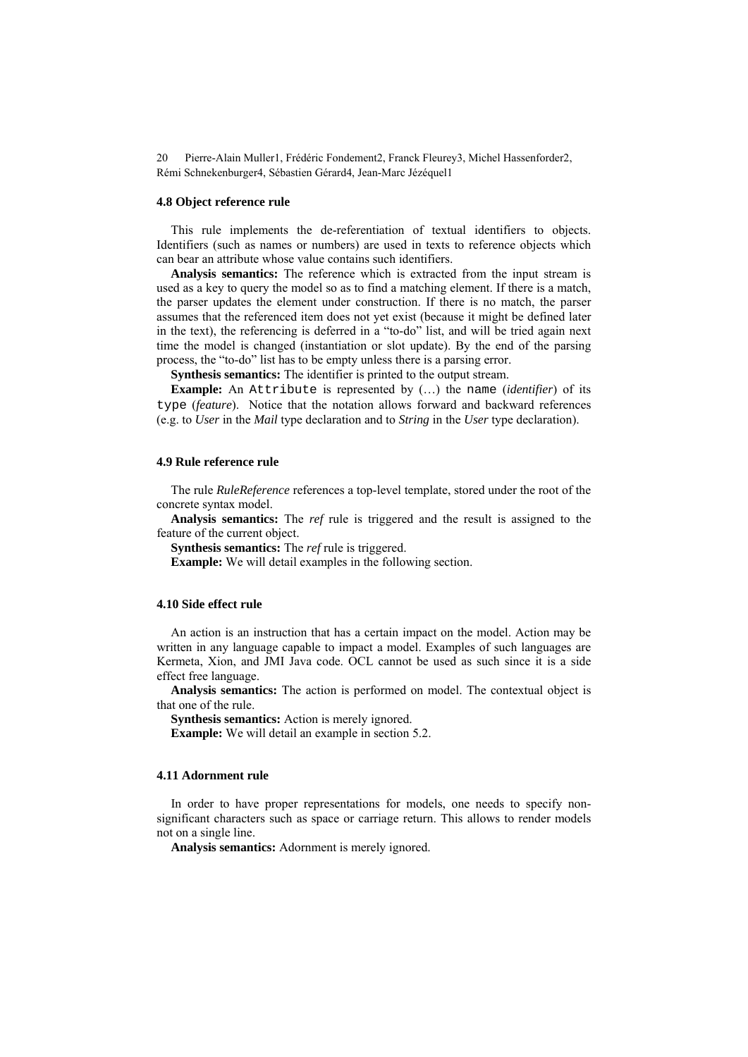### 4.8 Object reference rule

This rule implements the de-referentiation of textual identifiers to objects. Identifiers (such as names or numbers) are used in texts to reference objects which can bear an attribute whose value contains such identifiers.

**Analysis semantics:** The reference which is extracted from the input stream is used as a key to query the model so as to find a matching element. If there is a match, the parser updates the element under construction. If there is no match, the parser assumes that the referenced item does not yet exist (because it might be defined later in the text), the referencing is deferred in a "to-do" list, and will be tried again next time the model is changed (instantiation or slot update). By the end of the parsing process, the "to-do" list has to be empty unless there is a parsing error.

**Synthesis semantics:** The identifier is printed to the output stream.

**Example:** An `Attribute` is represented by (…) the `name` (*identifier*) of its `type` (*feature*). Notice that the notation allows forward and backward references (e.g. to *User* in the *Mail* type declaration and to *String* in the *User* type declaration).

### 4.9 Rule reference rule

The rule *RuleReference* references a top-level template, stored under the root of the concrete syntax model.

**Analysis semantics:** The *ref* rule is triggered and the result is assigned to the feature of the current object.

**Synthesis semantics:** The *ref* rule is triggered.

**Example:** We will detail examples in the following section.

### 4.10 Side effect rule

An action is an instruction that has a certain impact on the model. Action may be written in any language capable to impact a model. Examples of such languages are Kermeta, Xion, and JMI Java code. OCL cannot be used as such since it is a side effect free language.

**Analysis semantics:** The action is performed on model. The contextual object is that one of the rule.

**Synthesis semantics:** Action is merely ignored.

**Example:** We will detail an example in section 5.2.

### 4.11 Adornment rule

In order to have proper representations for models, one needs to specify non-significant characters such as space or carriage return. This allows to render models not on a single line.

**Analysis semantics:** Adornment is merely ignored.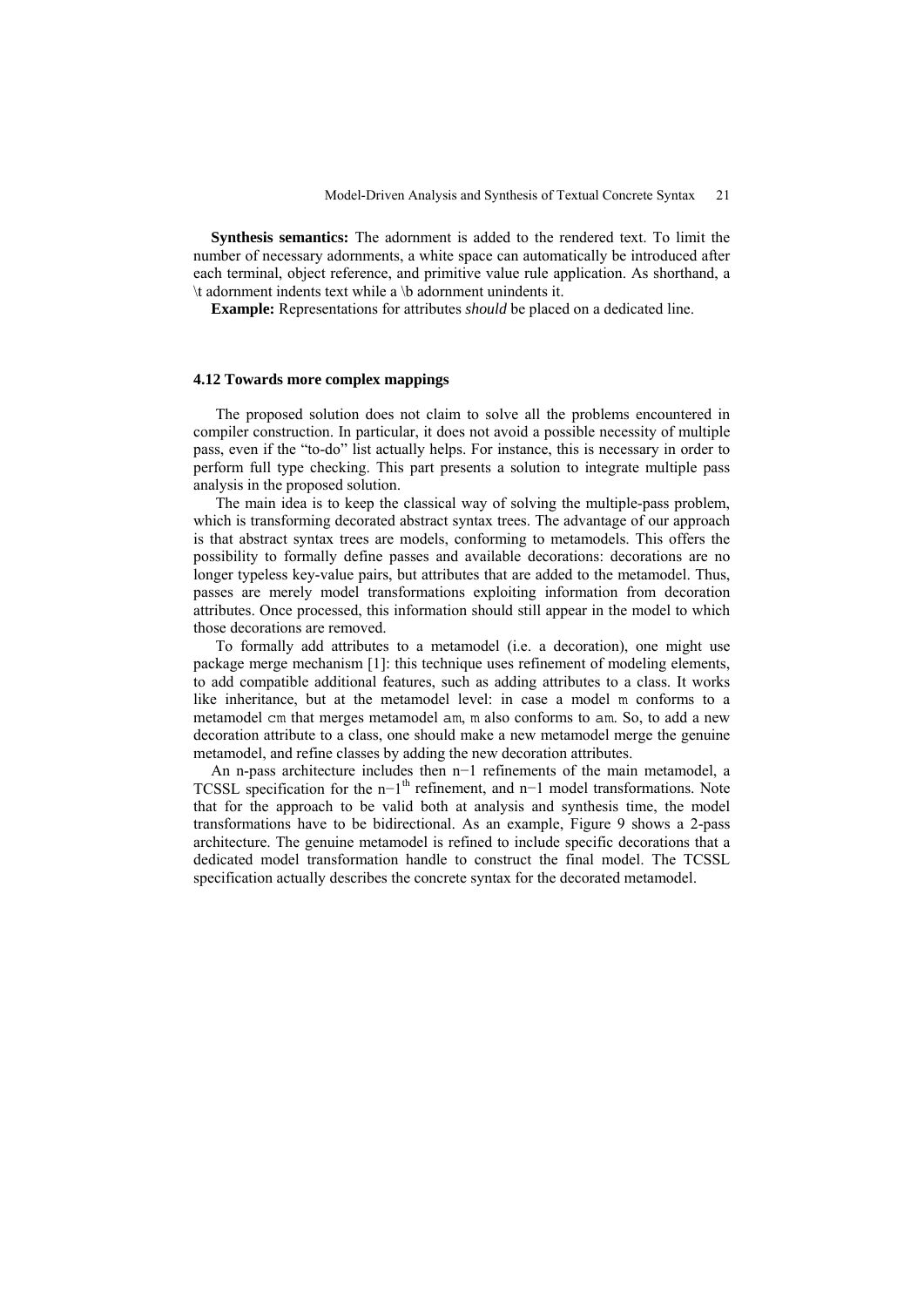**Synthesis semantics:** The adornment is added to the rendered text. To limit the number of necessary adornments, a white space can automatically be introduced after each terminal, object reference, and primitive value rule application. As shorthand, a \t adornment indents text while a \b adornment unindents it.

**Example:** Representations for attributes *should* be placed on a dedicated line.

### 4.12 Towards more complex mappings

The proposed solution does not claim to solve all the problems encountered in compiler construction. In particular, it does not avoid a possible necessity of multiple pass, even if the "to-do" list actually helps. For instance, this is necessary in order to perform full type checking. This part presents a solution to integrate multiple pass analysis in the proposed solution.

The main idea is to keep the classical way of solving the multiple-pass problem, which is transforming decorated abstract syntax trees. The advantage of our approach is that abstract syntax trees are models, conforming to metamodels. This offers the possibility to formally define passes and available decorations: decorations are no longer typeless key-value pairs, but attributes that are added to the metamodel. Thus, passes are merely model transformations exploiting information from decoration attributes. Once processed, this information should still appear in the model to which those decorations are removed.

To formally add attributes to a metamodel (i.e. a decoration), one might use package merge mechanism [1]: this technique uses refinement of modeling elements, to add compatible additional features, such as adding attributes to a class. It works like inheritance, but at the metamodel level: in case a model `m` conforms to a metamodel `cm` that merges metamodel `am`, `m` also conforms to `am`. So, to add a new decoration attribute to a class, one should make a new metamodel merge the genuine metamodel, and refine classes by adding the new decoration attributes.

An n-pass architecture includes then $n-1$ refinements of the main metamodel, a TCSSL specification for the $n-1^{th}$ refinement, and $n-1$ model transformations. Note that for the approach to be valid both at analysis and synthesis time, the model transformations have to be bidirectional. As an example, Figure 9 shows a 2-pass architecture. The genuine metamodel is refined to include specific decorations that a dedicated model transformation handle to construct the final model. The TCSSL specification actually describes the concrete syntax for the decorated metamodel.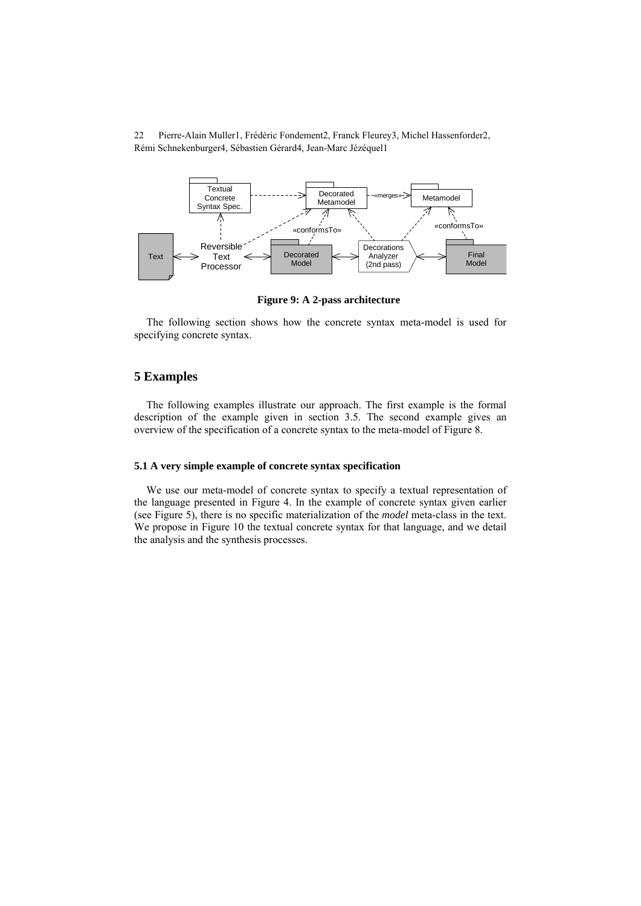Figure 9: A 2-pass architecture

The following section shows how the concrete syntax meta-model is used for specifying concrete syntax.

## 5 Examples

The following examples illustrate our approach. The first example is the formal description of the example given in section 3.5. The second example gives an overview of the specification of a concrete syntax to the meta-model of Figure 8.

### 5.1 A very simple example of concrete syntax specification

We use our meta-model of concrete syntax to specify a textual representation of the language presented in Figure 4. In the example of concrete syntax given earlier (see Figure 5), there is no specific materialization of the *model* meta-class in the text. We propose in Figure 10 the textual concrete syntax for that language, and we detail the analysis and the synthesis processes.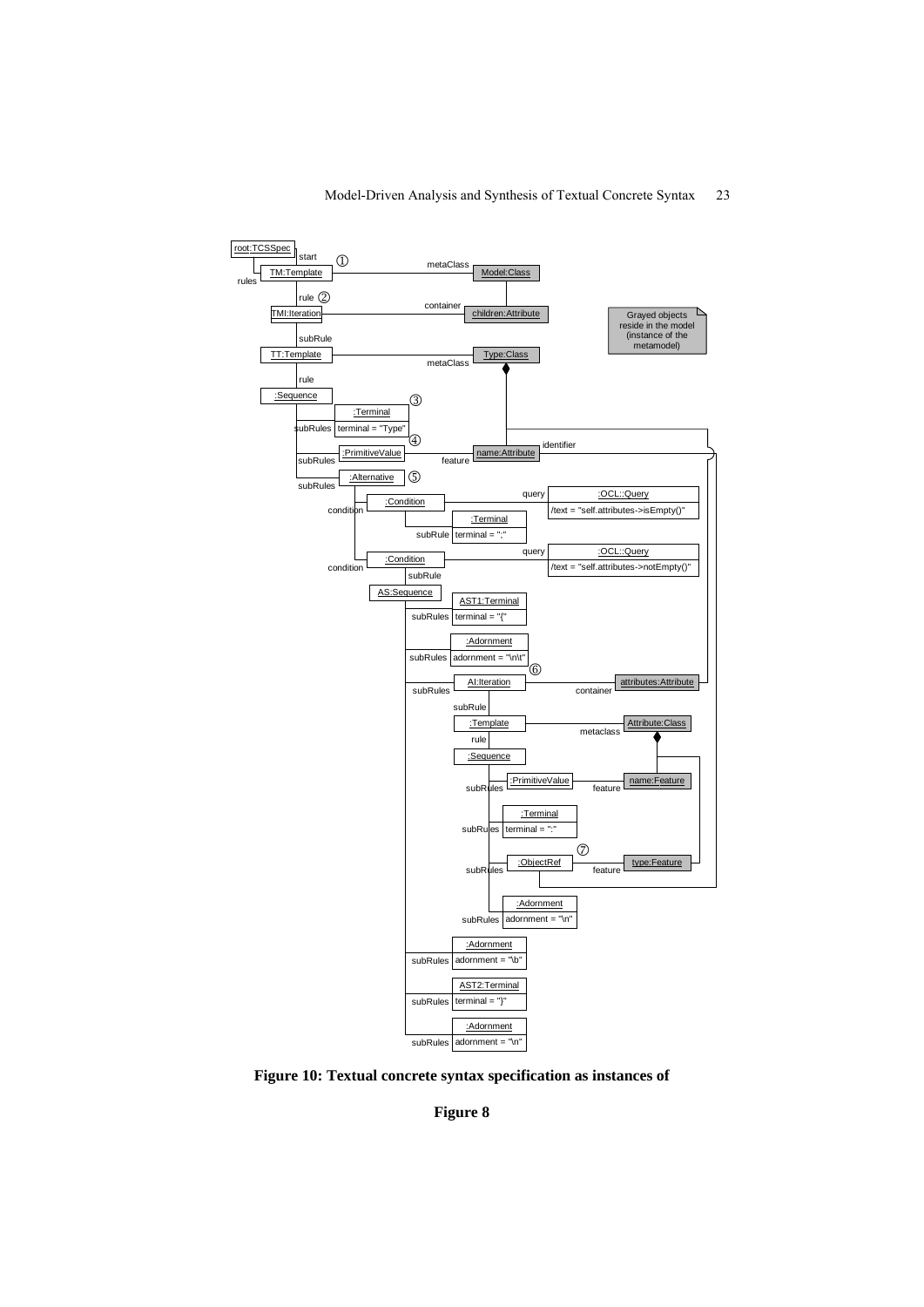**Figure 10: Textual concrete syntax specification as instances of**

**Figure 8**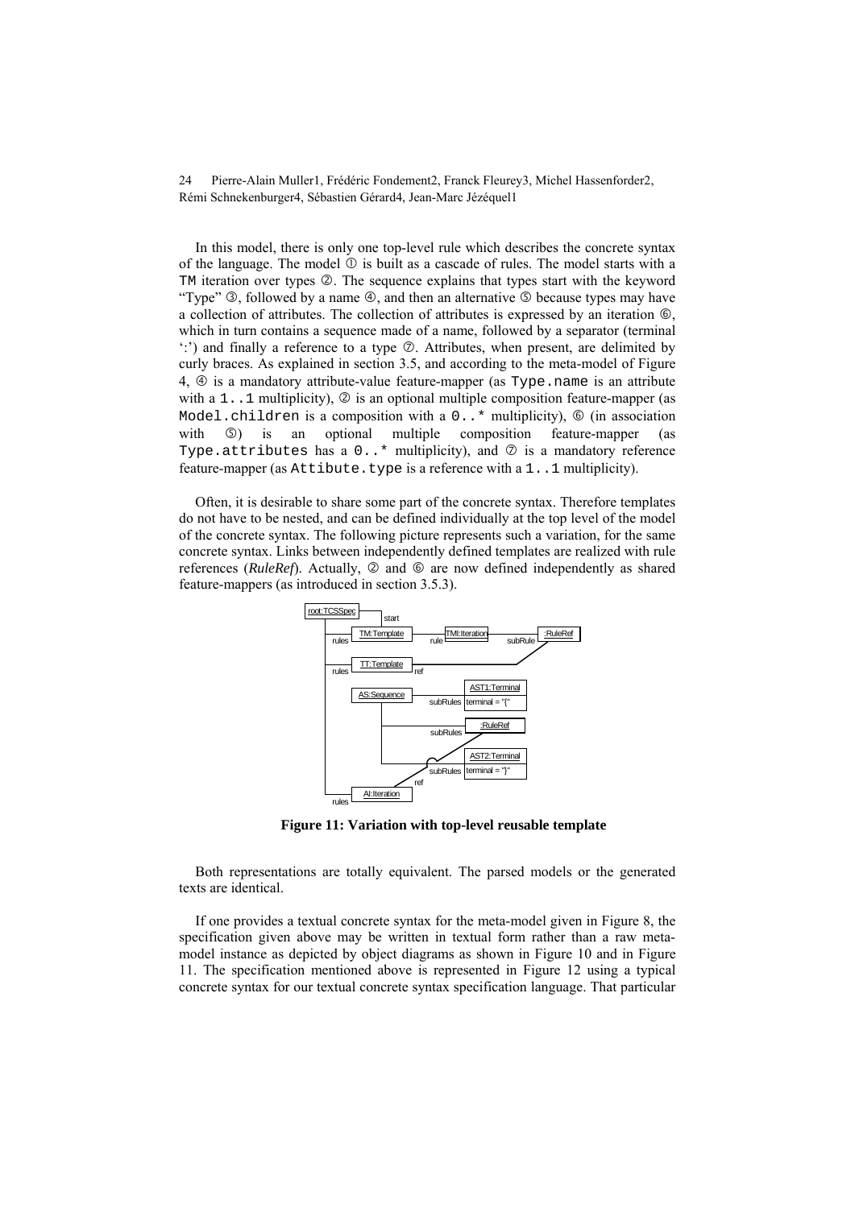In this model, there is only one top-level rule which describes the concrete syntax of the language. The model ① is built as a cascade of rules. The model starts with a `TM` iteration over types ②. The sequence explains that types start with the keyword "Type" ③, followed by a name ④, and then an alternative ⑤ because types may have a collection of attributes. The collection of attributes is expressed by an iteration ⑥, which in turn contains a sequence made of a name, followed by a separator (terminal ':') and finally a reference to a type ⑦. Attributes, when present, are delimited by curly braces. As explained in section 3.5, and according to the meta-model of Figure 4, ④ is a mandatory attribute-value feature-mapper (as `Type.name` is an attribute with a `1..1` multiplicity), ② is an optional multiple composition feature-mapper (as `Model.children` is a composition with a `0..*` multiplicity), ⑥ (in association with ⑤) is an optional multiple composition feature-mapper (as `Type.attributes` has a `0..*` multiplicity), and ⑦ is a mandatory reference feature-mapper (as `Attibute.type` is a reference with a `1..1` multiplicity).

Often, it is desirable to share some part of the concrete syntax. Therefore templates do not have to be nested, and can be defined individually at the top level of the model of the concrete syntax. The following picture represents such a variation, for the same concrete syntax. Links between independently defined templates are realized with rule references (*RuleRef*). Actually, ② and ⑥ are now defined independently as shared feature-mappers (as introduced in section 3.5.3).

**Figure 11: Variation with top-level reusable template**

Both representations are totally equivalent. The parsed models or the generated texts are identical.

If one provides a textual concrete syntax for the meta-model given in Figure 8, the specification given above may be written in textual form rather than a raw meta-model instance as depicted by object diagrams as shown in Figure 10 and in Figure 11. The specification mentioned above is represented in Figure 12 using a typical concrete syntax for our textual concrete syntax specification language. That particular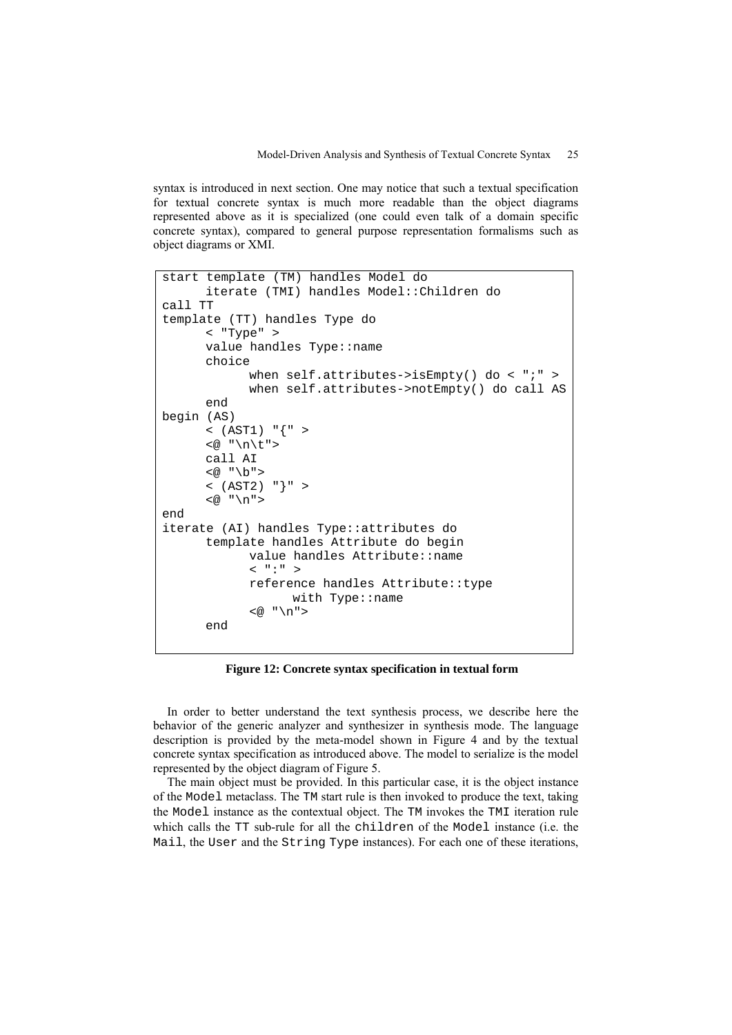syntax is introduced in next section. One may notice that such a textual specification for textual concrete syntax is much more readable than the object diagrams represented above as it is specialized (one could even talk of a domain specific concrete syntax), compared to general purpose representation formalisms such as object diagrams or XMI.

```
start template (TM) handles Model do
      iterate (TMI) handles Model::Children do
call TT
template (TT) handles Type do
      < "Type" >
      value handles Type::name
      choice
            when self.attributes->isEmpty() do < ";" >
            when self.attributes->notEmpty() do call AS
      end
begin (AS)
      < (AST1) "{" >
      <@ "\n\t">
      call AI
      <@ "\b">
      < (AST2) "}" >
      <@ "\n">
end
iterate (AI) handles Type::attributes do
      template handles Attribute do begin
            value handles Attribute::name
            < ":" >
            reference handles Attribute::type
                  with Type::name
            <@ "\n">
      end
```

**Figure 12: Concrete syntax specification in textual form**

In order to better understand the text synthesis process, we describe here the behavior of the generic analyzer and synthesizer in synthesis mode. The language description is provided by the meta-model shown in Figure 4 and by the textual concrete syntax specification as introduced above. The model to serialize is the model represented by the object diagram of Figure 5.

The main object must be provided. In this particular case, it is the object instance of the `Model` metaclass. The `TM` start rule is then invoked to produce the text, taking the `Model` instance as the contextual object. The `TM` invokes the `TMI` iteration rule which calls the `TT` sub-rule for all the `children` of the `Model` instance (i.e. the `Mail`, the `User` and the `String Type` instances). For each one of these iterations,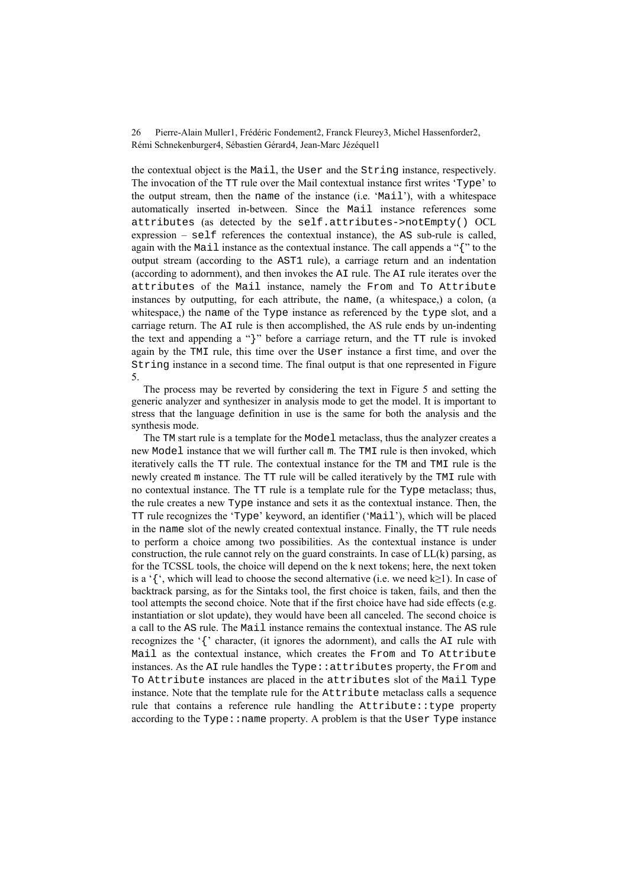the contextual object is the Mail, the User and the String instance, respectively. The invocation of the TT rule over the Mail contextual instance first writes 'Type' to the output stream, then the name of the instance (i.e. 'Mail'), with a whitespace automatically inserted in-between. Since the Mail instance references some attributes (as detected by the self.attributes->notEmpty() OCL expression – self references the contextual instance), the AS sub-rule is called, again with the Mail instance as the contextual instance. The call appends a "{" to the output stream (according to the AST1 rule), a carriage return and an indentation (according to adornment), and then invokes the AI rule. The AI rule iterates over the attributes of the Mail instance, namely the From and To Attribute instances by outputting, for each attribute, the name, (a whitespace,) a colon, (a whitespace,) the name of the Type instance as referenced by the type slot, and a carriage return. The AI rule is then accomplished, the AS rule ends by un-indenting the text and appending a "}" before a carriage return, and the TT rule is invoked again by the TMI rule, this time over the User instance a first time, and over the String instance in a second time. The final output is that one represented in Figure 5.

The process may be reverted by considering the text in Figure 5 and setting the generic analyzer and synthesizer in analysis mode to get the model. It is important to stress that the language definition in use is the same for both the analysis and the synthesis mode.

The TM start rule is a template for the Model metaclass, thus the analyzer creates a new Model instance that we will further call m. The TMI rule is then invoked, which iteratively calls the TT rule. The contextual instance for the TM and TMI rule is the newly created m instance. The TT rule will be called iteratively by the TMI rule with no contextual instance. The TT rule is a template rule for the Type metaclass; thus, the rule creates a new Type instance and sets it as the contextual instance. Then, the TT rule recognizes the 'Type' keyword, an identifier ('Mail'), which will be placed in the name slot of the newly created contextual instance. Finally, the TT rule needs to perform a choice among two possibilities. As the contextual instance is under construction, the rule cannot rely on the guard constraints. In case of LL(k) parsing, as for the TCSSL tools, the choice will depend on the k next tokens; here, the next token is a '{', which will lead to choose the second alternative (i.e. we need $k \geq 1$). In case of backtrack parsing, as for the Sintaks tool, the first choice is taken, fails, and then the tool attempts the second choice. Note that if the first choice have had side effects (e.g. instantiation or slot update), they would have been all canceled. The second choice is a call to the AS rule. The Mail instance remains the contextual instance. The AS rule recognizes the '{' character, (it ignores the adornment), and calls the AI rule with Mail as the contextual instance, which creates the From and To Attribute instances. As the AI rule handles the Type::attributes property, the From and To Attribute instances are placed in the attributes slot of the Mail Type instance. Note that the template rule for the Attribute metaclass calls a sequence rule that contains a reference rule handling the Attribute::type property according to the Type::name property. A problem is that the User Type instance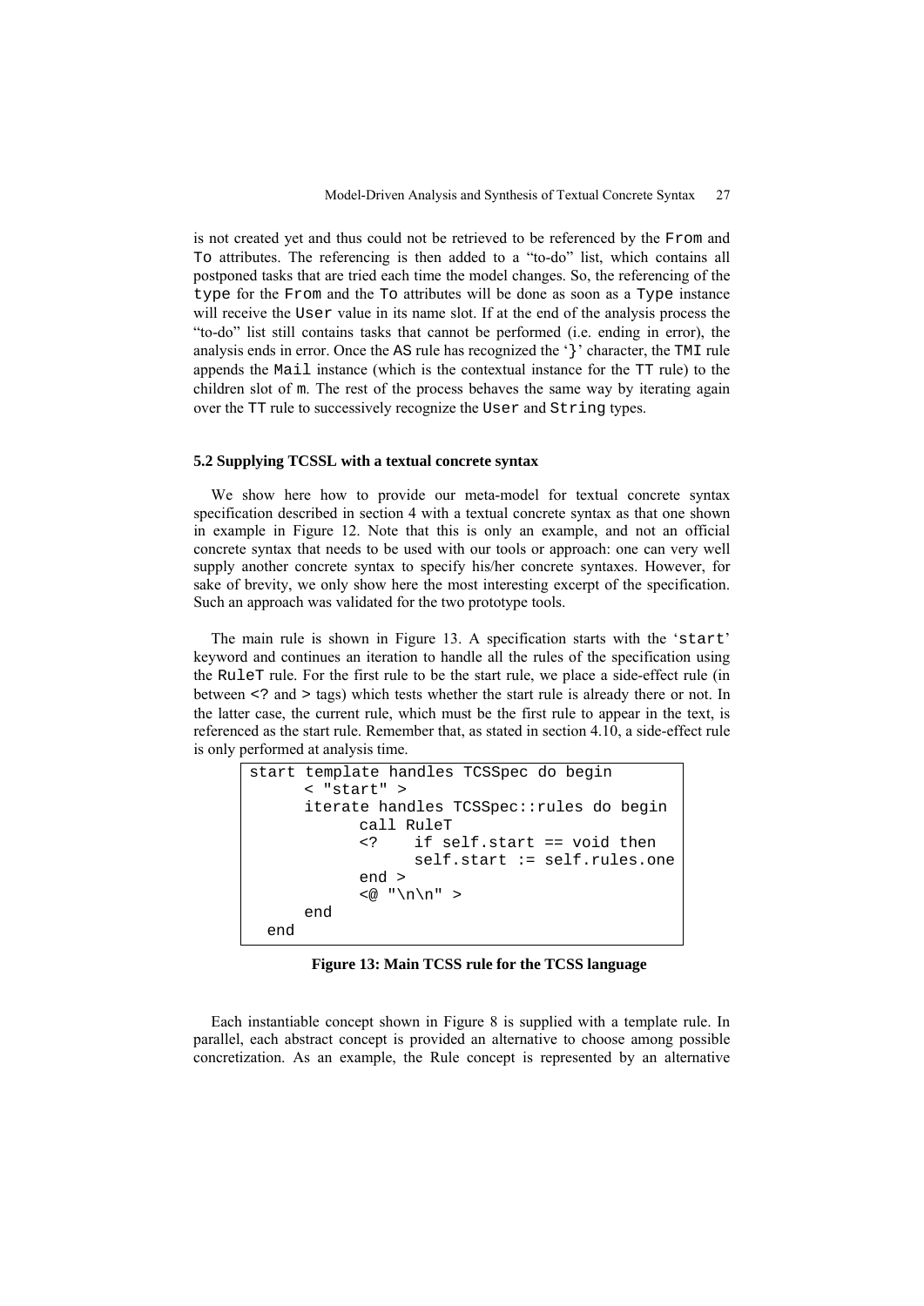is not created yet and thus could not be retrieved to be referenced by the `From` and `To` attributes. The referencing is then added to a "to-do" list, which contains all postponed tasks that are tried each time the model changes. So, the referencing of the `type` for the `From` and the `To` attributes will be done as soon as a `Type` instance will receive the `User` value in its name slot. If at the end of the analysis process the "to-do" list still contains tasks that cannot be performed (i.e. ending in error), the analysis ends in error. Once the `AS` rule has recognized the '`}`' character, the `TMI` rule appends the `Mail` instance (which is the contextual instance for the `TT` rule) to the children slot of `m`. The rest of the process behaves the same way by iterating again over the `TT` rule to successively recognize the `User` and `String` types.

### 5.2 Supplying TCSSL with a textual concrete syntax

We show here how to provide our meta-model for textual concrete syntax specification described in section 4 with a textual concrete syntax as that one shown in example in Figure 12. Note that this is only an example, and not an official concrete syntax that needs to be used with our tools or approach: one can very well supply another concrete syntax to specify his/her concrete syntaxes. However, for sake of brevity, we only show here the most interesting excerpt of the specification. Such an approach was validated for the two prototype tools.

The main rule is shown in Figure 13. A specification starts with the '`start`' keyword and continues an iteration to handle all the rules of the specification using the `RuleT` rule. For the first rule to be the start rule, we place a side-effect rule (in between `<?` and `>` tags) which tests whether the start rule is already there or not. In the latter case, the current rule, which must be the first rule to appear in the text, is referenced as the start rule. Remember that, as stated in section 4.10, a side-effect rule is only performed at analysis time.

```
start template handles TCSSpec do begin
      < "start" >
      iterate handles TCSSpec::rules do begin
            call RuleT
            <?    if self.start == void then
                  self.start := self.rules.one
            end >
            <@ "\n\n" >
      end
  end
```

**Figure 13: Main TCSS rule for the TCSS language**

Each instantiable concept shown in Figure 8 is supplied with a template rule. In parallel, each abstract concept is provided an alternative to choose among possible concretization. As an example, the Rule concept is represented by an alternative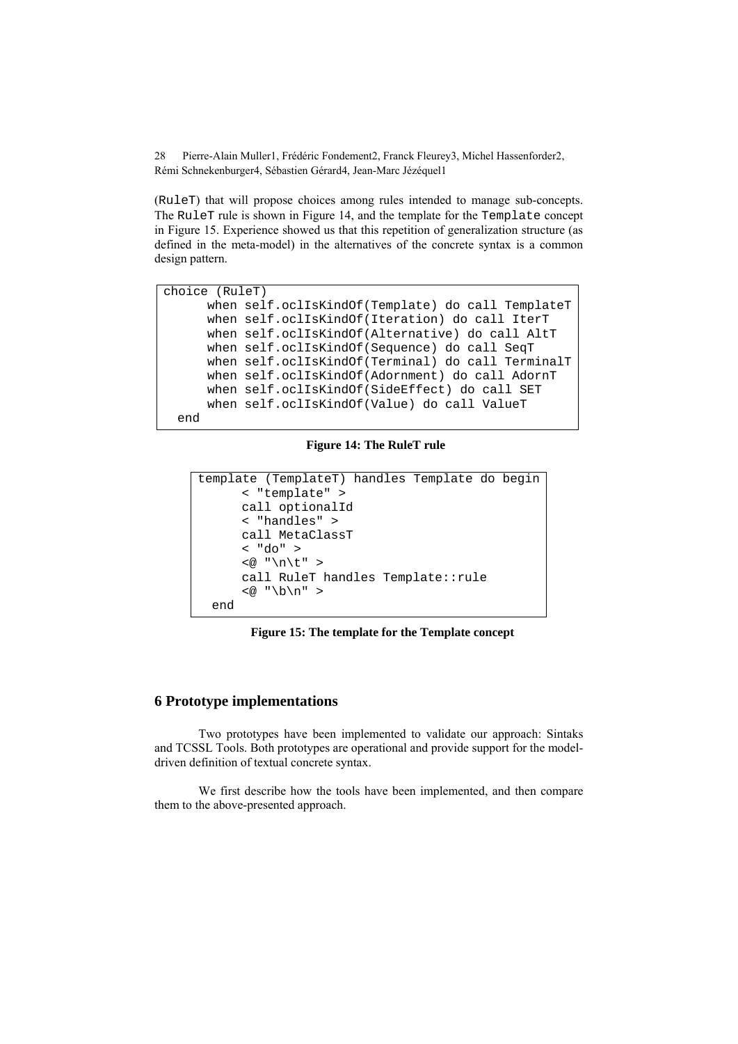(RuleT) that will propose choices among rules intended to manage sub-concepts. The RuleT rule is shown in Figure 14, and the template for the Template concept in Figure 15. Experience showed us that this repetition of generalization structure (as defined in the meta-model) in the alternatives of the concrete syntax is a common design pattern.

```
choice (RuleT)
      when self.oclIsKindOf(Template) do call TemplateT
      when self.oclIsKindOf(Iteration) do call IterT
      when self.oclIsKindOf(Alternative) do call AltT
      when self.oclIsKindOf(Sequence) do call SeqT
      when self.oclIsKindOf(Terminal) do call TerminalT
      when self.oclIsKindOf(Adornment) do call AdornT
      when self.oclIsKindOf(SideEffect) do call SET
      when self.oclIsKindOf(Value) do call ValueT
  end
```

**Figure 14: The RuleT rule**

```
template (TemplateT) handles Template do begin
      < "template" >
      call optionalId
      < "handles" >
      call MetaClassT
      < "do" >
      <@ "\n\t" >
      call RuleT handles Template::rule
      <@ "\b\n" >
  end
```

**Figure 15: The template for the Template concept**

## 6 Prototype implementations

Two prototypes have been implemented to validate our approach: Sintaks and TCSSL Tools. Both prototypes are operational and provide support for the model-driven definition of textual concrete syntax.

We first describe how the tools have been implemented, and then compare them to the above-presented approach.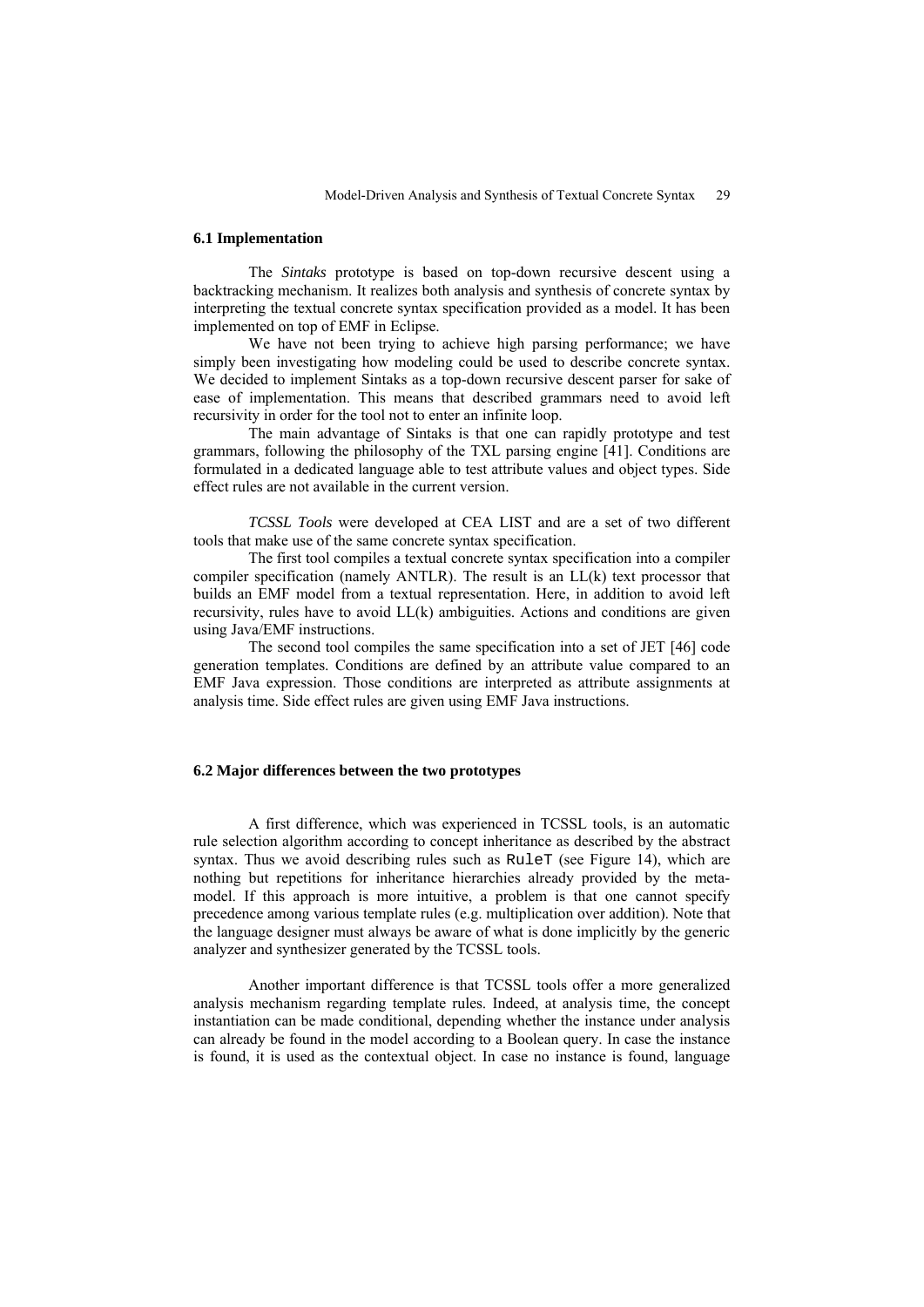### 6.1 Implementation

The *Sintaks* prototype is based on top-down recursive descent using a backtracking mechanism. It realizes both analysis and synthesis of concrete syntax by interpreting the textual concrete syntax specification provided as a model. It has been implemented on top of EMF in Eclipse.

We have not been trying to achieve high parsing performance; we have simply been investigating how modeling could be used to describe concrete syntax. We decided to implement Sintaks as a top-down recursive descent parser for sake of ease of implementation. This means that described grammars need to avoid left recursivity in order for the tool not to enter an infinite loop.

The main advantage of Sintaks is that one can rapidly prototype and test grammars, following the philosophy of the TXL parsing engine [41]. Conditions are formulated in a dedicated language able to test attribute values and object types. Side effect rules are not available in the current version.

*TCSSL Tools* were developed at CEA LIST and are a set of two different tools that make use of the same concrete syntax specification.

The first tool compiles a textual concrete syntax specification into a compiler compiler specification (namely ANTLR). The result is an LL(k) text processor that builds an EMF model from a textual representation. Here, in addition to avoid left recursivity, rules have to avoid LL(k) ambiguities. Actions and conditions are given using Java/EMF instructions.

The second tool compiles the same specification into a set of JET [46] code generation templates. Conditions are defined by an attribute value compared to an EMF Java expression. Those conditions are interpreted as attribute assignments at analysis time. Side effect rules are given using EMF Java instructions.

### 6.2 Major differences between the two prototypes

A first difference, which was experienced in TCSSL tools, is an automatic rule selection algorithm according to concept inheritance as described by the abstract syntax. Thus we avoid describing rules such as `RuleT` (see Figure 14), which are nothing but repetitions for inheritance hierarchies already provided by the meta-model. If this approach is more intuitive, a problem is that one cannot specify precedence among various template rules (e.g. multiplication over addition). Note that the language designer must always be aware of what is done implicitly by the generic analyzer and synthesizer generated by the TCSSL tools.

Another important difference is that TCSSL tools offer a more generalized analysis mechanism regarding template rules. Indeed, at analysis time, the concept instantiation can be made conditional, depending whether the instance under analysis can already be found in the model according to a Boolean query. In case the instance is found, it is used as the contextual object. In case no instance is found, language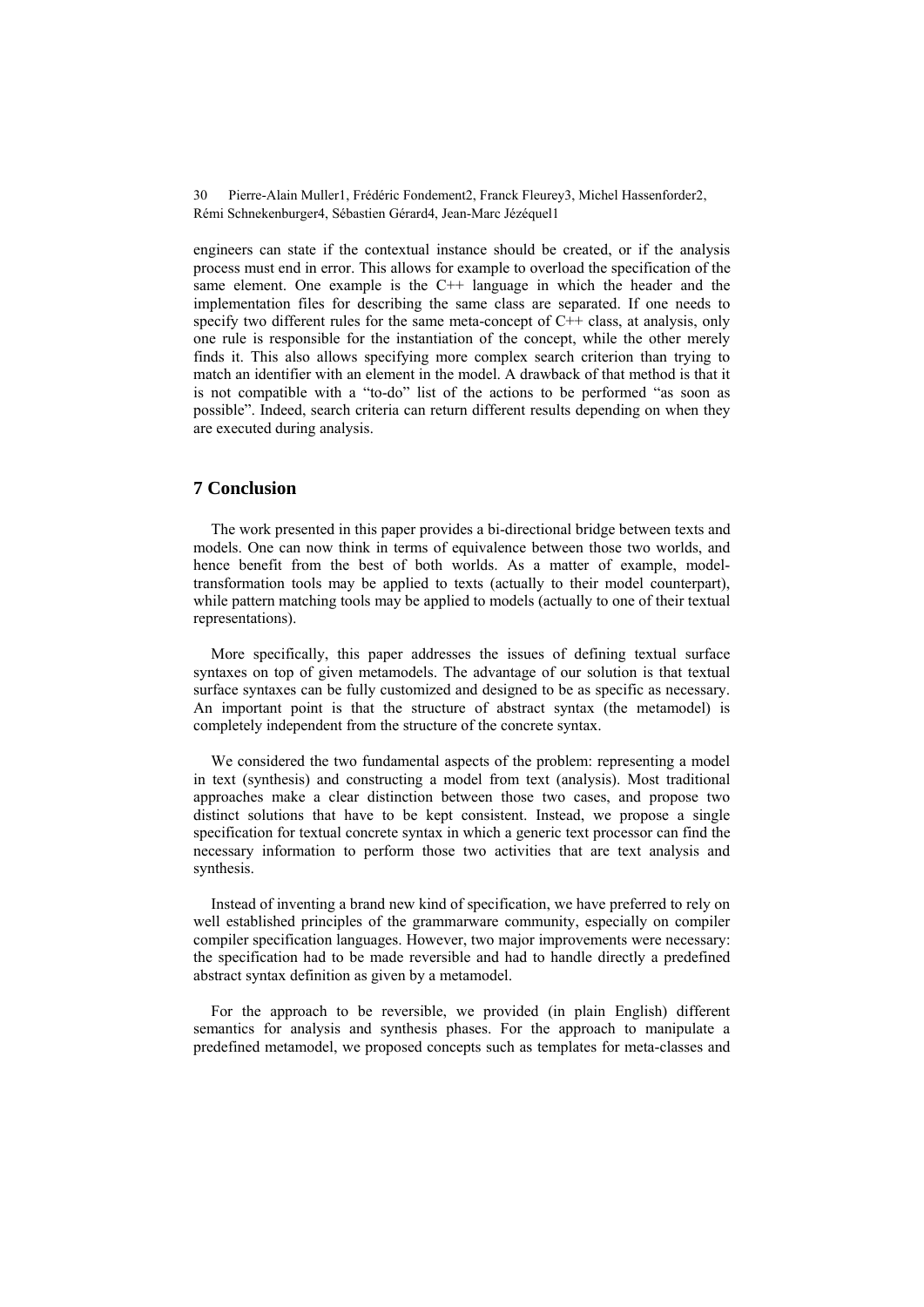engineers can state if the contextual instance should be created, or if the analysis process must end in error. This allows for example to overload the specification of the same element. One example is the C++ language in which the header and the implementation files for describing the same class are separated. If one needs to specify two different rules for the same meta-concept of C++ class, at analysis, only one rule is responsible for the instantiation of the concept, while the other merely finds it. This also allows specifying more complex search criterion than trying to match an identifier with an element in the model. A drawback of that method is that it is not compatible with a "to-do" list of the actions to be performed "as soon as possible". Indeed, search criteria can return different results depending on when they are executed during analysis.

## 7 Conclusion

The work presented in this paper provides a bi-directional bridge between texts and models. One can now think in terms of equivalence between those two worlds, and hence benefit from the best of both worlds. As a matter of example, model-transformation tools may be applied to texts (actually to their model counterpart), while pattern matching tools may be applied to models (actually to one of their textual representations).

More specifically, this paper addresses the issues of defining textual surface syntaxes on top of given metamodels. The advantage of our solution is that textual surface syntaxes can be fully customized and designed to be as specific as necessary. An important point is that the structure of abstract syntax (the metamodel) is completely independent from the structure of the concrete syntax.

We considered the two fundamental aspects of the problem: representing a model in text (synthesis) and constructing a model from text (analysis). Most traditional approaches make a clear distinction between those two cases, and propose two distinct solutions that have to be kept consistent. Instead, we propose a single specification for textual concrete syntax in which a generic text processor can find the necessary information to perform those two activities that are text analysis and synthesis.

Instead of inventing a brand new kind of specification, we have preferred to rely on well established principles of the grammarware community, especially on compiler compiler specification languages. However, two major improvements were necessary: the specification had to be made reversible and had to handle directly a predefined abstract syntax definition as given by a metamodel.

For the approach to be reversible, we provided (in plain English) different semantics for analysis and synthesis phases. For the approach to manipulate a predefined metamodel, we proposed concepts such as templates for meta-classes and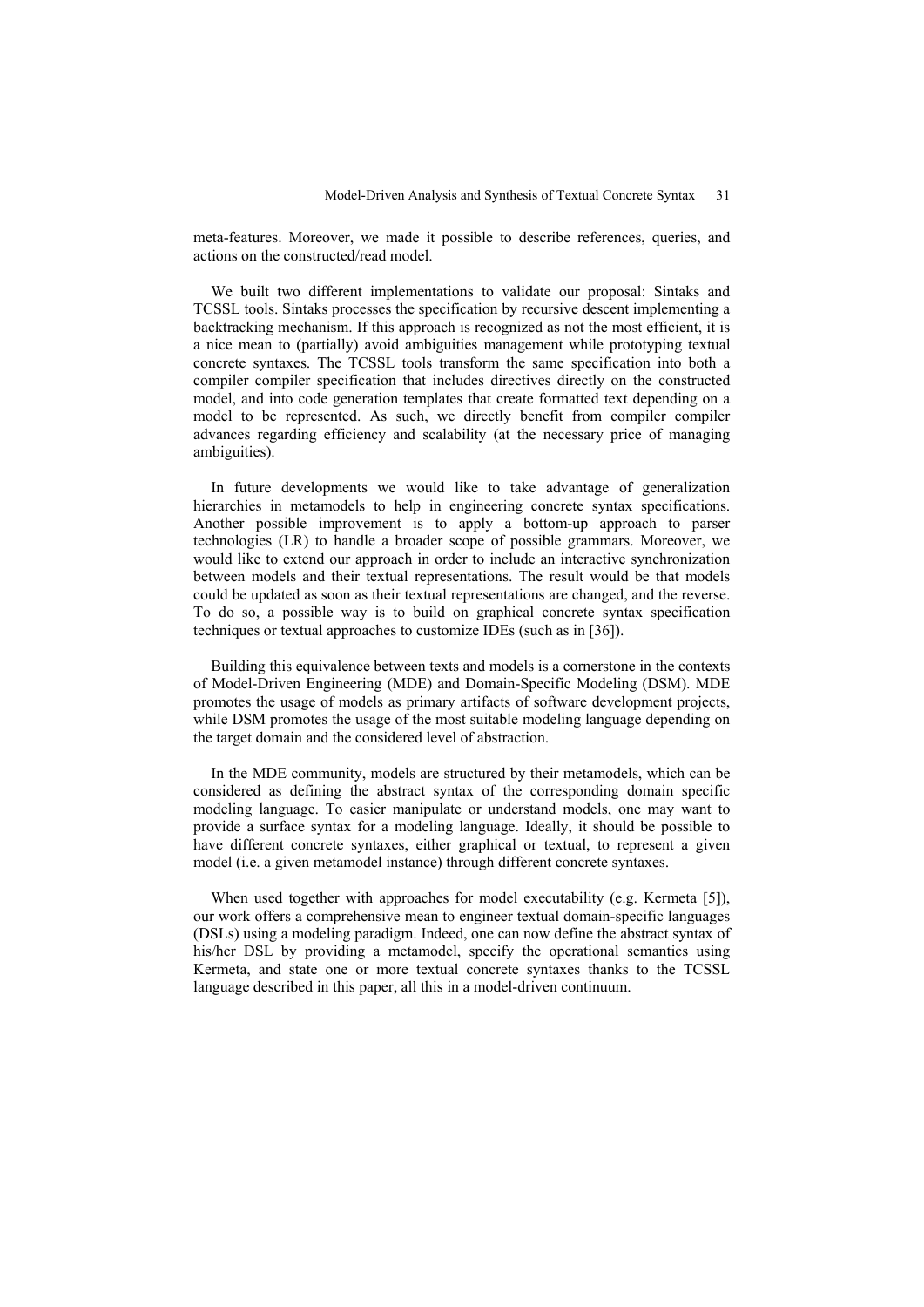meta-features. Moreover, we made it possible to describe references, queries, and actions on the constructed/read model.

We built two different implementations to validate our proposal: Sintaks and TCSSL tools. Sintaks processes the specification by recursive descent implementing a backtracking mechanism. If this approach is recognized as not the most efficient, it is a nice mean to (partially) avoid ambiguities management while prototyping textual concrete syntaxes. The TCSSL tools transform the same specification into both a compiler compiler specification that includes directives directly on the constructed model, and into code generation templates that create formatted text depending on a model to be represented. As such, we directly benefit from compiler compiler advances regarding efficiency and scalability (at the necessary price of managing ambiguities).

In future developments we would like to take advantage of generalization hierarchies in metamodels to help in engineering concrete syntax specifications. Another possible improvement is to apply a bottom-up approach to parser technologies (LR) to handle a broader scope of possible grammars. Moreover, we would like to extend our approach in order to include an interactive synchronization between models and their textual representations. The result would be that models could be updated as soon as their textual representations are changed, and the reverse. To do so, a possible way is to build on graphical concrete syntax specification techniques or textual approaches to customize IDEs (such as in [36]).

Building this equivalence between texts and models is a cornerstone in the contexts of Model-Driven Engineering (MDE) and Domain-Specific Modeling (DSM). MDE promotes the usage of models as primary artifacts of software development projects, while DSM promotes the usage of the most suitable modeling language depending on the target domain and the considered level of abstraction.

In the MDE community, models are structured by their metamodels, which can be considered as defining the abstract syntax of the corresponding domain specific modeling language. To easier manipulate or understand models, one may want to provide a surface syntax for a modeling language. Ideally, it should be possible to have different concrete syntaxes, either graphical or textual, to represent a given model (i.e. a given metamodel instance) through different concrete syntaxes.

When used together with approaches for model executability (e.g. Kermeta [5]), our work offers a comprehensive mean to engineer textual domain-specific languages (DSLs) using a modeling paradigm. Indeed, one can now define the abstract syntax of his/her DSL by providing a metamodel, specify the operational semantics using Kermeta, and state one or more textual concrete syntaxes thanks to the TCSSL language described in this paper, all this in a model-driven continuum.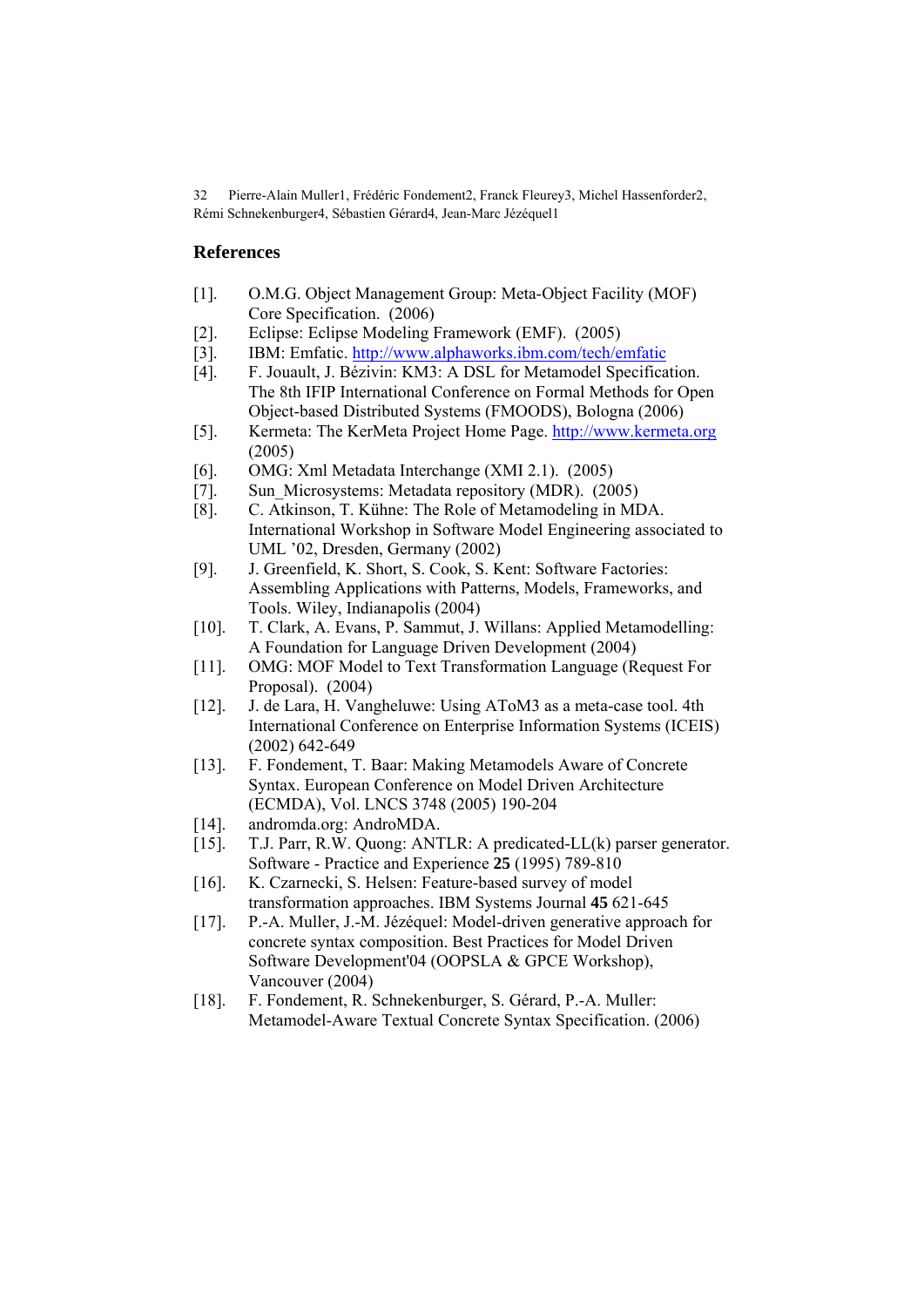## References

[1]. O.M.G. Object Management Group: Meta-Object Facility (MOF) Core Specification. (2006)

[2]. Eclipse: Eclipse Modeling Framework (EMF). (2005)

[3]. IBM: Emfatic. http://www.alphaworks.ibm.com/tech/emfatic

[4]. F. Jouault, J. Bézivin: KM3: A DSL for Metamodel Specification. The 8th IFIP International Conference on Formal Methods for Open Object-based Distributed Systems (FMOODS), Bologna (2006)

[5]. Kermeta: The KerMeta Project Home Page. http://www.kermeta.org (2005)

[6]. OMG: Xml Metadata Interchange (XMI 2.1). (2005)

[7]. Sun_Microsystems: Metadata repository (MDR). (2005)

[8]. C. Atkinson, T. Kühne: The Role of Metamodeling in MDA. International Workshop in Software Model Engineering associated to UML '02, Dresden, Germany (2002)

[9]. J. Greenfield, K. Short, S. Cook, S. Kent: Software Factories: Assembling Applications with Patterns, Models, Frameworks, and Tools. Wiley, Indianapolis (2004)

[10]. T. Clark, A. Evans, P. Sammut, J. Willans: Applied Metamodelling: A Foundation for Language Driven Development (2004)

[11]. OMG: MOF Model to Text Transformation Language (Request For Proposal). (2004)

[12]. J. de Lara, H. Vangheluwe: Using AToM3 as a meta-case tool. 4th International Conference on Enterprise Information Systems (ICEIS) (2002) 642-649

[13]. F. Fondement, T. Baar: Making Metamodels Aware of Concrete Syntax. European Conference on Model Driven Architecture (ECMDA), Vol. LNCS 3748 (2005) 190-204

[14]. andromda.org: AndroMDA.

[15]. T.J. Parr, R.W. Quong: ANTLR: A predicated-LL(k) parser generator. Software - Practice and Experience **25** (1995) 789-810

[16]. K. Czarnecki, S. Helsen: Feature-based survey of model transformation approaches. IBM Systems Journal **45** 621-645

[17]. P.-A. Muller, J.-M. Jézéquel: Model-driven generative approach for concrete syntax composition. Best Practices for Model Driven Software Development'04 (OOPSLA & GPCE Workshop), Vancouver (2004)

[18]. F. Fondement, R. Schnekenburger, S. Gérard, P.-A. Muller: Metamodel-Aware Textual Concrete Syntax Specification. (2006)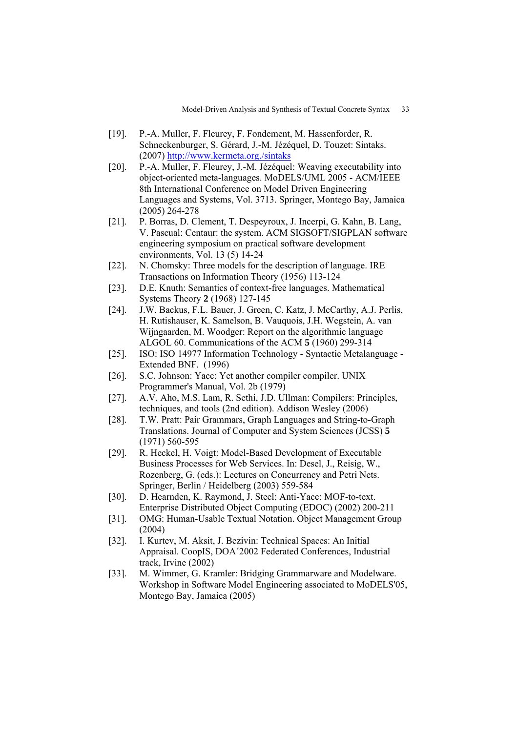[19]. P.-A. Muller, F. Fleurey, F. Fondement, M. Hassenforder, R. Schneckenburger, S. Gérard, J.-M. Jézéquel, D. Touzet: Sintaks. (2007) http://www.kermeta.org./sintaks

[20]. P.-A. Muller, F. Fleurey, J.-M. Jézéquel: Weaving executability into object-oriented meta-languages. MoDELS/UML 2005 - ACM/IEEE 8th International Conference on Model Driven Engineering Languages and Systems, Vol. 3713. Springer, Montego Bay, Jamaica (2005) 264-278

[21]. P. Borras, D. Clement, T. Despeyroux, J. Incerpi, G. Kahn, B. Lang, V. Pascual: Centaur: the system. ACM SIGSOFT/SIGPLAN software engineering symposium on practical software development environments, Vol. 13 (5) 14-24

[22]. N. Chomsky: Three models for the description of language. IRE Transactions on Information Theory (1956) 113-124

[23]. D.E. Knuth: Semantics of context-free languages. Mathematical Systems Theory **2** (1968) 127-145

[24]. J.W. Backus, F.L. Bauer, J. Green, C. Katz, J. McCarthy, A.J. Perlis, H. Rutishauser, K. Samelson, B. Vauquois, J.H. Wegstein, A. van Wijngaarden, M. Woodger: Report on the algorithmic language ALGOL 60. Communications of the ACM **5** (1960) 299-314

[25]. ISO: ISO 14977 Information Technology - Syntactic Metalanguage - Extended BNF. (1996)

[26]. S.C. Johnson: Yacc: Yet another compiler compiler. UNIX Programmer's Manual, Vol. 2b (1979)

[27]. A.V. Aho, M.S. Lam, R. Sethi, J.D. Ullman: Compilers: Principles, techniques, and tools (2nd edition). Addison Wesley (2006)

[28]. T.W. Pratt: Pair Grammars, Graph Languages and String-to-Graph Translations. Journal of Computer and System Sciences (JCSS) **5** (1971) 560-595

[29]. R. Heckel, H. Voigt: Model-Based Development of Executable Business Processes for Web Services. In: Desel, J., Reisig, W., Rozenberg, G. (eds.): Lectures on Concurrency and Petri Nets. Springer, Berlin / Heidelberg (2003) 559-584

[30]. D. Hearnden, K. Raymond, J. Steel: Anti-Yacc: MOF-to-text. Enterprise Distributed Object Computing (EDOC) (2002) 200-211

[31]. OMG: Human-Usable Textual Notation. Object Management Group (2004)

[32]. I. Kurtev, M. Aksit, J. Bezivin: Technical Spaces: An Initial Appraisal. CoopIS, DOA´2002 Federated Conferences, Industrial track, Irvine (2002)

[33]. M. Wimmer, G. Kramler: Bridging Grammarware and Modelware. Workshop in Software Model Engineering associated to MoDELS'05, Montego Bay, Jamaica (2005)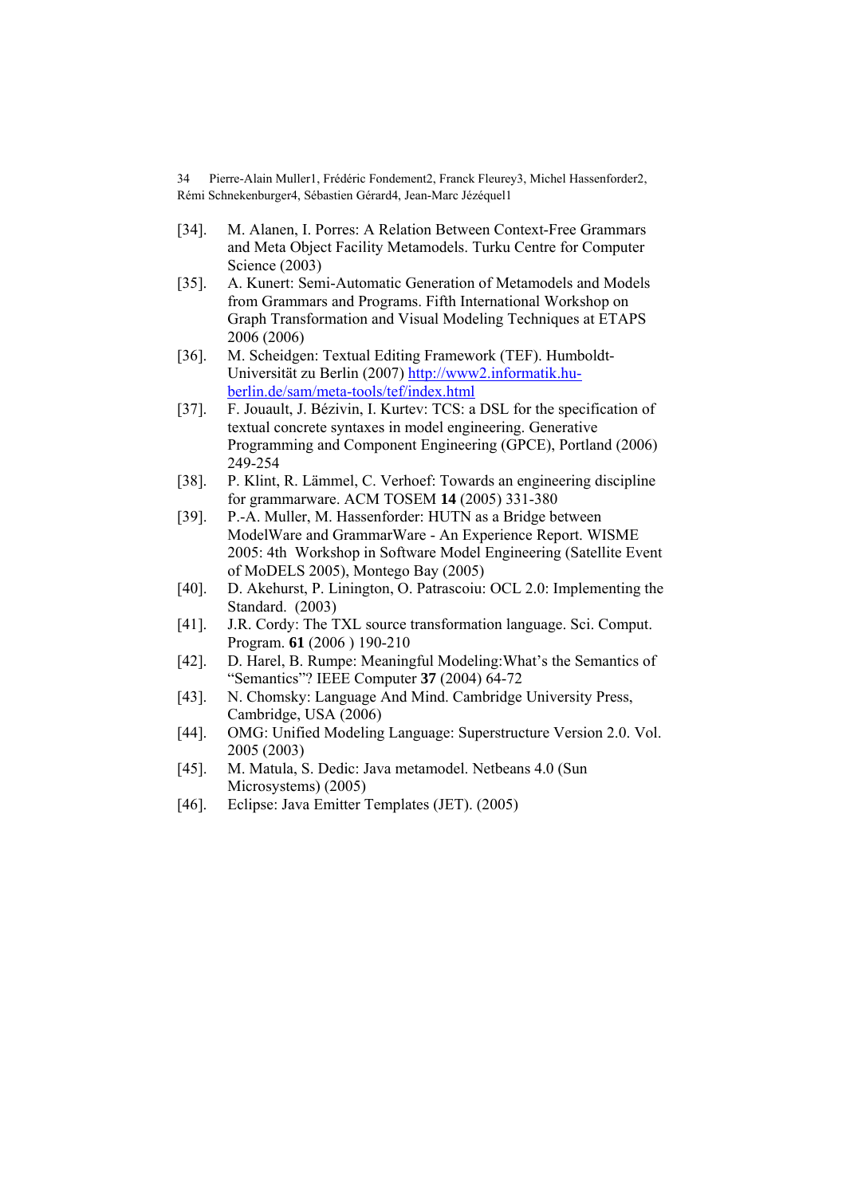[34]. M. Alanen, I. Porres: A Relation Between Context-Free Grammars and Meta Object Facility Metamodels. Turku Centre for Computer Science (2003)

[35]. A. Kunert: Semi-Automatic Generation of Metamodels and Models from Grammars and Programs. Fifth International Workshop on Graph Transformation and Visual Modeling Techniques at ETAPS 2006 (2006)

[36]. M. Scheidgen: Textual Editing Framework (TEF). Humboldt-Universität zu Berlin (2007) http://www2.informatik.hu-berlin.de/sam/meta-tools/tef/index.html

[37]. F. Jouault, J. Bézivin, I. Kurtev: TCS: a DSL for the specification of textual concrete syntaxes in model engineering. Generative Programming and Component Engineering (GPCE), Portland (2006) 249-254

[38]. P. Klint, R. Lämmel, C. Verhoef: Towards an engineering discipline for grammarware. ACM TOSEM **14** (2005) 331-380

[39]. P.-A. Muller, M. Hassenforder: HUTN as a Bridge between ModelWare and GrammarWare - An Experience Report. WISME 2005: 4th Workshop in Software Model Engineering (Satellite Event of MoDELS 2005), Montego Bay (2005)

[40]. D. Akehurst, P. Linington, O. Patrascoiu: OCL 2.0: Implementing the Standard. (2003)

[41]. J.R. Cordy: The TXL source transformation language. Sci. Comput. Program. **61** (2006 ) 190-210

[42]. D. Harel, B. Rumpe: Meaningful Modeling:What's the Semantics of "Semantics"? IEEE Computer **37** (2004) 64-72

[43]. N. Chomsky: Language And Mind. Cambridge University Press, Cambridge, USA (2006)

[44]. OMG: Unified Modeling Language: Superstructure Version 2.0. Vol. 2005 (2003)

[45]. M. Matula, S. Dedic: Java metamodel. Netbeans 4.0 (Sun Microsystems) (2005)

[46]. Eclipse: Java Emitter Templates (JET). (2005)